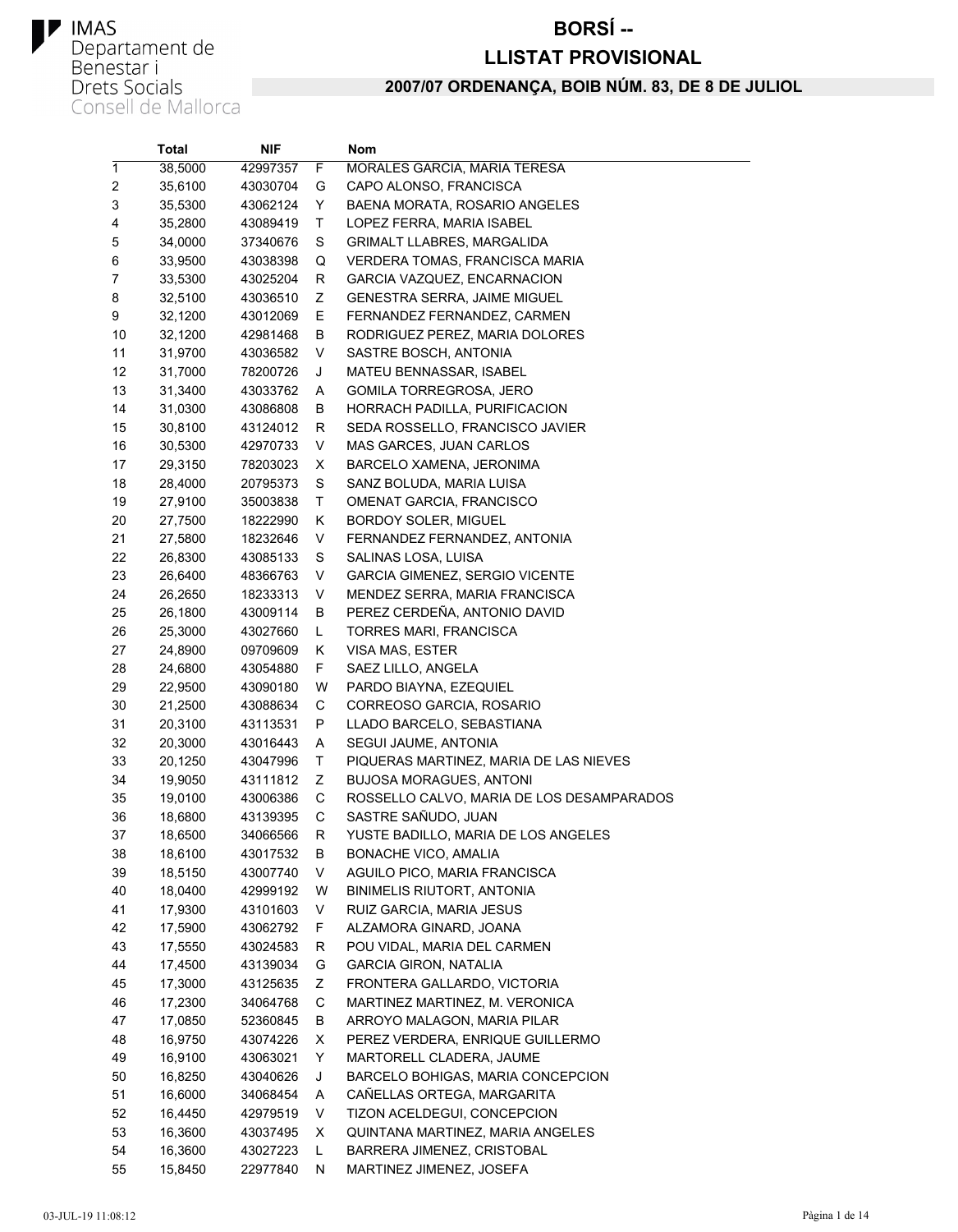IMAS
Departament de Benestar i Drets Socials
Consell de Mallorca

# BORSÍ --
# LLISTAT PROVISIONAL

## 2007/07 ORDENANÇA, BOIB NÚM. 83, DE 8 DE JULIOL

| | Total | NIF | | Nom |
|---|---|---|---|---|
| 1 | 38,5000 | 42997357 | F | MORALES GARCIA, MARIA TERESA |
| 2 | 35,6100 | 43030704 | G | CAPO ALONSO, FRANCISCA |
| 3 | 35,5300 | 43062124 | Y | BAENA MORATA, ROSARIO ANGELES |
| 4 | 35,2800 | 43089419 | T | LOPEZ FERRA, MARIA ISABEL |
| 5 | 34,0000 | 37340676 | S | GRIMALT LLABRES, MARGALIDA |
| 6 | 33,9500 | 43038398 | Q | VERDERA TOMAS, FRANCISCA MARIA |
| 7 | 33,5300 | 43025204 | R | GARCIA VAZQUEZ, ENCARNACION |
| 8 | 32,5100 | 43036510 | Z | GENESTRA SERRA, JAIME MIGUEL |
| 9 | 32,1200 | 43012069 | E | FERNANDEZ FERNANDEZ, CARMEN |
| 10 | 32,1200 | 42981468 | B | RODRIGUEZ PEREZ, MARIA DOLORES |
| 11 | 31,9700 | 43036582 | V | SASTRE BOSCH, ANTONIA |
| 12 | 31,7000 | 78200726 | J | MATEU BENNASSAR, ISABEL |
| 13 | 31,3400 | 43033762 | A | GOMILA TORREGROSA, JERO |
| 14 | 31,0300 | 43086808 | B | HORRACH PADILLA, PURIFICACION |
| 15 | 30,8100 | 43124012 | R | SEDA ROSSELLO, FRANCISCO JAVIER |
| 16 | 30,5300 | 42970733 | V | MAS GARCES, JUAN CARLOS |
| 17 | 29,3150 | 78203023 | X | BARCELO XAMENA, JERONIMA |
| 18 | 28,4000 | 20795373 | S | SANZ BOLUDA, MARIA LUISA |
| 19 | 27,9100 | 35003838 | T | OMENAT GARCIA, FRANCISCO |
| 20 | 27,7500 | 18222990 | K | BORDOY SOLER, MIGUEL |
| 21 | 27,5800 | 18232646 | V | FERNANDEZ FERNANDEZ, ANTONIA |
| 22 | 26,8300 | 43085133 | S | SALINAS LOSA, LUISA |
| 23 | 26,6400 | 48366763 | V | GARCIA GIMENEZ, SERGIO VICENTE |
| 24 | 26,2650 | 18233313 | V | MENDEZ SERRA, MARIA FRANCISCA |
| 25 | 26,1800 | 43009114 | B | PEREZ CERDEÑA, ANTONIO DAVID |
| 26 | 25,3000 | 43027660 | L | TORRES MARI, FRANCISCA |
| 27 | 24,8900 | 09709609 | K | VISA MAS, ESTER |
| 28 | 24,6800 | 43054880 | F | SAEZ LILLO, ANGELA |
| 29 | 22,9500 | 43090180 | W | PARDO BIAYNA, EZEQUIEL |
| 30 | 21,2500 | 43088634 | C | CORREOSO GARCIA, ROSARIO |
| 31 | 20,3100 | 43113531 | P | LLADO BARCELO, SEBASTIANA |
| 32 | 20,3000 | 43016443 | A | SEGUI JAUME, ANTONIA |
| 33 | 20,1250 | 43047996 | T | PIQUERAS MARTINEZ, MARIA DE LAS NIEVES |
| 34 | 19,9050 | 43111812 | Z | BUJOSA MORAGUES, ANTONI |
| 35 | 19,0100 | 43006386 | C | ROSSELLO CALVO, MARIA DE LOS DESAMPARADOS |
| 36 | 18,6800 | 43139395 | C | SASTRE SAÑUDO, JUAN |
| 37 | 18,6500 | 34066566 | R | YUSTE BADILLO, MARIA DE LOS ANGELES |
| 38 | 18,6100 | 43017532 | B | BONACHE VICO, AMALIA |
| 39 | 18,5150 | 43007740 | V | AGUILO PICO, MARIA FRANCISCA |
| 40 | 18,0400 | 42999192 | W | BINIMELIS RIUTORT, ANTONIA |
| 41 | 17,9300 | 43101603 | V | RUIZ GARCIA, MARIA JESUS |
| 42 | 17,5900 | 43062792 | F | ALZAMORA GINARD, JOANA |
| 43 | 17,5550 | 43024583 | R | POU VIDAL, MARIA DEL CARMEN |
| 44 | 17,4500 | 43139034 | G | GARCIA GIRON, NATALIA |
| 45 | 17,3000 | 43125635 | Z | FRONTERA GALLARDO, VICTORIA |
| 46 | 17,2300 | 34064768 | C | MARTINEZ MARTINEZ, M. VERONICA |
| 47 | 17,0850 | 52360845 | B | ARROYO MALAGON, MARIA PILAR |
| 48 | 16,9750 | 43074226 | X | PEREZ VERDERA, ENRIQUE GUILLERMO |
| 49 | 16,9100 | 43063021 | Y | MARTORELL CLADERA, JAUME |
| 50 | 16,8250 | 43040626 | J | BARCELO BOHIGAS, MARIA CONCEPCION |
| 51 | 16,6000 | 34068454 | A | CAÑELLAS ORTEGA, MARGARITA |
| 52 | 16,4450 | 42979519 | V | TIZON ACELDEGUI, CONCEPCION |
| 53 | 16,3600 | 43037495 | X | QUINTANA MARTINEZ, MARIA ANGELES |
| 54 | 16,3600 | 43027223 | L | BARRERA JIMENEZ, CRISTOBAL |
| 55 | 15,8450 | 22977840 | N | MARTINEZ JIMENEZ, JOSEFA |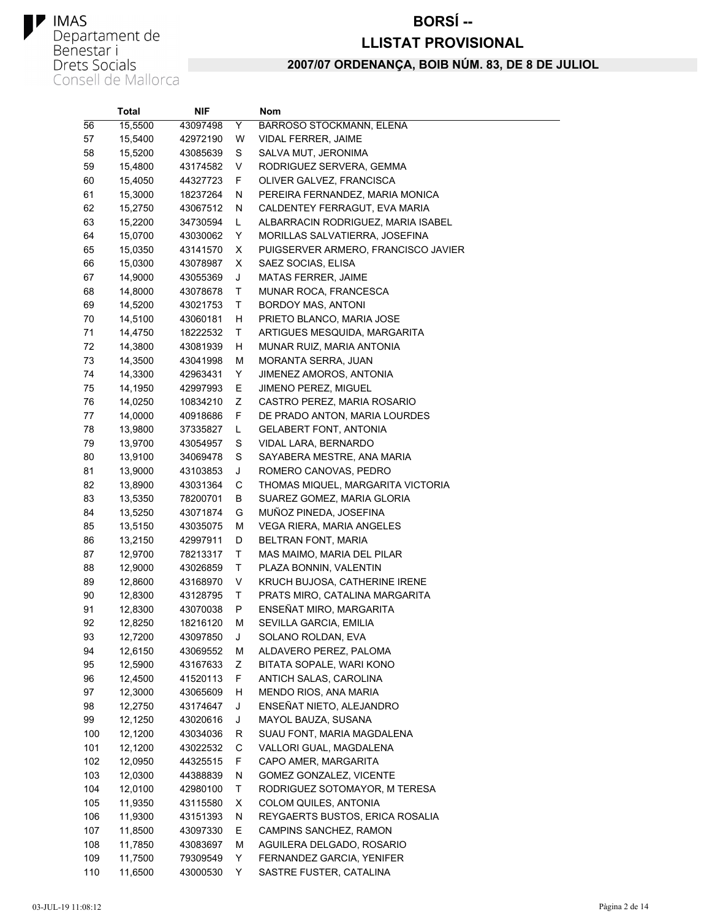# BORSÍ --

# LLISTAT PROVISIONAL

## 2007/07 ORDENANÇA, BOIB NÚM. 83, DE 8 DE JULIOL

| | Total | NIF | | Nom |
|---|---|---|---|---|
| 56 | 15,5500 | 43097498 | Y | BARROSO STOCKMANN, ELENA |
| 57 | 15,5400 | 42972190 | W | VIDAL FERRER, JAIME |
| 58 | 15,5200 | 43085639 | S | SALVA MUT, JERONIMA |
| 59 | 15,4800 | 43174582 | V | RODRIGUEZ SERVERA, GEMMA |
| 60 | 15,4050 | 44327723 | F | OLIVER GALVEZ, FRANCISCA |
| 61 | 15,3000 | 18237264 | N | PEREIRA FERNANDEZ, MARIA MONICA |
| 62 | 15,2750 | 43067512 | N | CALDENTEY FERRAGUT, EVA MARIA |
| 63 | 15,2200 | 34730594 | L | ALBARRACIN RODRIGUEZ, MARIA ISABEL |
| 64 | 15,0700 | 43030062 | Y | MORILLAS SALVATIERRA, JOSEFINA |
| 65 | 15,0350 | 43141570 | X | PUIGSERVER ARMERO, FRANCISCO JAVIER |
| 66 | 15,0300 | 43078987 | X | SAEZ SOCIAS, ELISA |
| 67 | 14,9000 | 43055369 | J | MATAS FERRER, JAIME |
| 68 | 14,8000 | 43078678 | T | MUNAR ROCA, FRANCESCA |
| 69 | 14,5200 | 43021753 | T | BORDOY MAS, ANTONI |
| 70 | 14,5100 | 43060181 | H | PRIETO BLANCO, MARIA JOSE |
| 71 | 14,4750 | 18222532 | T | ARTIGUES MESQUIDA, MARGARITA |
| 72 | 14,3800 | 43081939 | H | MUNAR RUIZ, MARIA ANTONIA |
| 73 | 14,3500 | 43041998 | M | MORANTA SERRA, JUAN |
| 74 | 14,3300 | 42963431 | Y | JIMENEZ AMOROS, ANTONIA |
| 75 | 14,1950 | 42997993 | E | JIMENO PEREZ, MIGUEL |
| 76 | 14,0250 | 10834210 | Z | CASTRO PEREZ, MARIA ROSARIO |
| 77 | 14,0000 | 40918686 | F | DE PRADO ANTON, MARIA LOURDES |
| 78 | 13,9800 | 37335827 | L | GELABERT FONT, ANTONIA |
| 79 | 13,9700 | 43054957 | S | VIDAL LARA, BERNARDO |
| 80 | 13,9100 | 34069478 | S | SAYABERA MESTRE, ANA MARIA |
| 81 | 13,9000 | 43103853 | J | ROMERO CANOVAS, PEDRO |
| 82 | 13,8900 | 43031364 | C | THOMAS MIQUEL, MARGARITA VICTORIA |
| 83 | 13,5350 | 78200701 | B | SUAREZ GOMEZ, MARIA GLORIA |
| 84 | 13,5250 | 43071874 | G | MUÑOZ PINEDA, JOSEFINA |
| 85 | 13,5150 | 43035075 | M | VEGA RIERA, MARIA ANGELES |
| 86 | 13,2150 | 42997911 | D | BELTRAN FONT, MARIA |
| 87 | 12,9700 | 78213317 | T | MAS MAIMO, MARIA DEL PILAR |
| 88 | 12,9000 | 43026859 | T | PLAZA BONNIN, VALENTIN |
| 89 | 12,8600 | 43168970 | V | KRUCH BUJOSA, CATHERINE IRENE |
| 90 | 12,8300 | 43128795 | T | PRATS MIRO, CATALINA MARGARITA |
| 91 | 12,8300 | 43070038 | P | ENSEÑAT MIRO, MARGARITA |
| 92 | 12,8250 | 18216120 | M | SEVILLA GARCIA, EMILIA |
| 93 | 12,7200 | 43097850 | J | SOLANO ROLDAN, EVA |
| 94 | 12,6150 | 43069552 | M | ALDAVERO PEREZ, PALOMA |
| 95 | 12,5900 | 43167633 | Z | BITATA SOPALE, WARI KONO |
| 96 | 12,4500 | 41520113 | F | ANTICH SALAS, CAROLINA |
| 97 | 12,3000 | 43065609 | H | MENDO RIOS, ANA MARIA |
| 98 | 12,2750 | 43174647 | J | ENSEÑAT NIETO, ALEJANDRO |
| 99 | 12,1250 | 43020616 | J | MAYOL BAUZA, SUSANA |
| 100 | 12,1200 | 43034036 | R | SUAU FONT, MARIA MAGDALENA |
| 101 | 12,1200 | 43022532 | C | VALLORI GUAL, MAGDALENA |
| 102 | 12,0950 | 44325515 | F | CAPO AMER, MARGARITA |
| 103 | 12,0300 | 44388839 | N | GOMEZ GONZALEZ, VICENTE |
| 104 | 12,0100 | 42980100 | T | RODRIGUEZ SOTOMAYOR, M TERESA |
| 105 | 11,9350 | 43115580 | X | COLOM QUILES, ANTONIA |
| 106 | 11,9300 | 43151393 | N | REYGAERTS BUSTOS, ERICA ROSALIA |
| 107 | 11,8500 | 43097330 | E | CAMPINS SANCHEZ, RAMON |
| 108 | 11,7850 | 43083697 | M | AGUILERA DELGADO, ROSARIO |
| 109 | 11,7500 | 79309549 | Y | FERNANDEZ GARCIA, YENIFER |
| 110 | 11,6500 | 43000530 | Y | SASTRE FUSTER, CATALINA |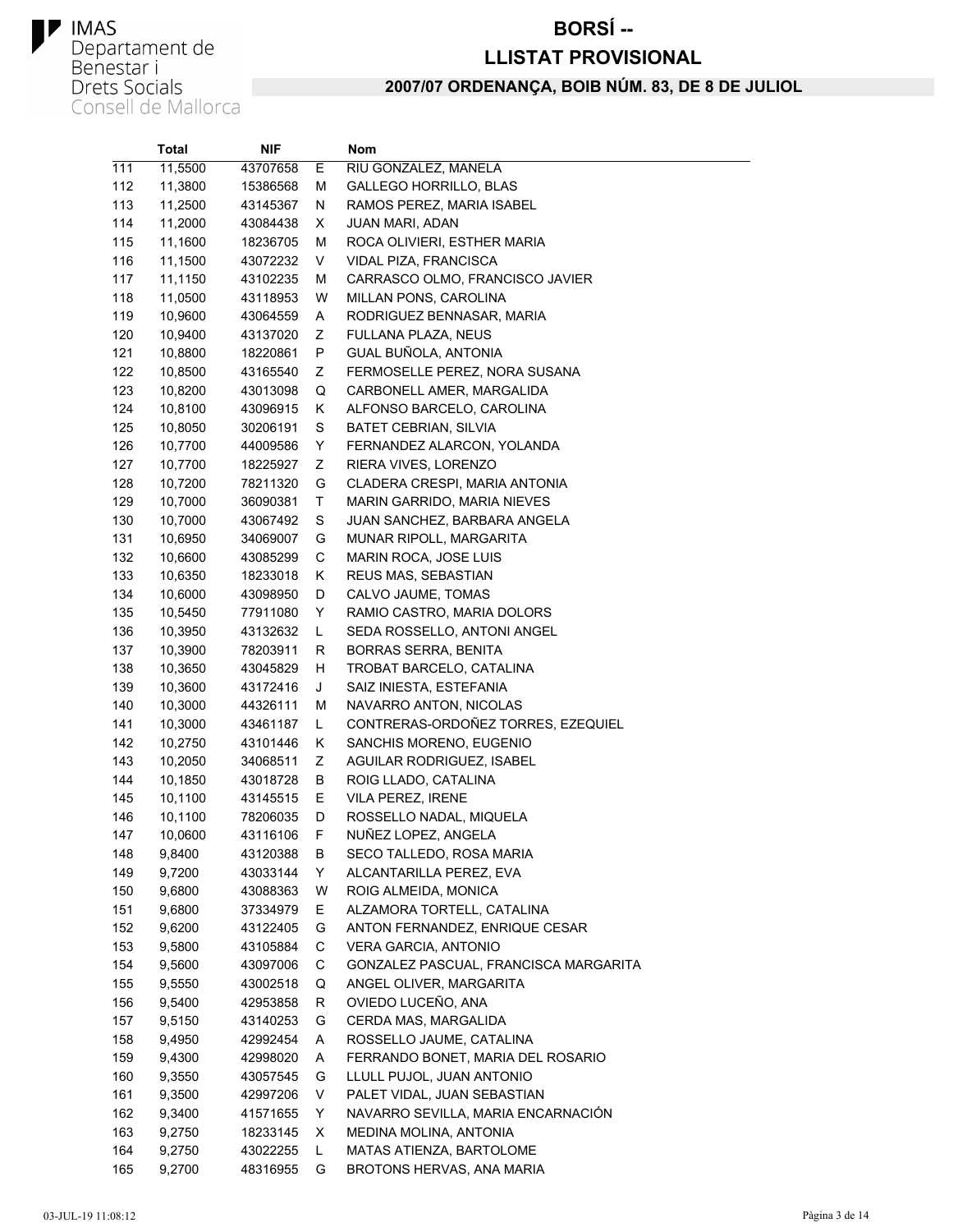# BORSÍ --

# LLISTAT PROVISIONAL

## 2007/07 ORDENANÇA, BOIB NÚM. 83, DE 8 DE JULIOL

IMAS
Departament de Benestar i Drets Socials
Consell de Mallorca

| | Total | NIF | | Nom |
|---|---|---|---|---|
| 111 | 11,5500 | 43707658 | E | RIU GONZALEZ, MANELA |
| 112 | 11,3800 | 15386568 | M | GALLEGO HORRILLO, BLAS |
| 113 | 11,2500 | 43145367 | N | RAMOS PEREZ, MARIA ISABEL |
| 114 | 11,2000 | 43084438 | X | JUAN MARI, ADAN |
| 115 | 11,1600 | 18236705 | M | ROCA OLIVIERI, ESTHER MARIA |
| 116 | 11,1500 | 43072232 | V | VIDAL PIZA, FRANCISCA |
| 117 | 11,1150 | 43102235 | M | CARRASCO OLMO, FRANCISCO JAVIER |
| 118 | 11,0500 | 43118953 | W | MILLAN PONS, CAROLINA |
| 119 | 10,9600 | 43064559 | A | RODRIGUEZ BENNASAR, MARIA |
| 120 | 10,9400 | 43137020 | Z | FULLANA PLAZA, NEUS |
| 121 | 10,8800 | 18220861 | P | GUAL BUÑOLA, ANTONIA |
| 122 | 10,8500 | 43165540 | Z | FERMOSELLE PEREZ, NORA SUSANA |
| 123 | 10,8200 | 43013098 | Q | CARBONELL AMER, MARGALIDA |
| 124 | 10,8100 | 43096915 | K | ALFONSO BARCELO, CAROLINA |
| 125 | 10,8050 | 30206191 | S | BATET CEBRIAN, SILVIA |
| 126 | 10,7700 | 44009586 | Y | FERNANDEZ ALARCON, YOLANDA |
| 127 | 10,7700 | 18225927 | Z | RIERA VIVES, LORENZO |
| 128 | 10,7200 | 78211320 | G | CLADERA CRESPI, MARIA ANTONIA |
| 129 | 10,7000 | 36090381 | T | MARIN GARRIDO, MARIA NIEVES |
| 130 | 10,7000 | 43067492 | S | JUAN SANCHEZ, BARBARA ANGELA |
| 131 | 10,6950 | 34069007 | G | MUNAR RIPOLL, MARGARITA |
| 132 | 10,6600 | 43085299 | C | MARIN ROCA, JOSE LUIS |
| 133 | 10,6350 | 18233018 | K | REUS MAS, SEBASTIAN |
| 134 | 10,6000 | 43098950 | D | CALVO JAUME, TOMAS |
| 135 | 10,5450 | 77911080 | Y | RAMIO CASTRO, MARIA DOLORS |
| 136 | 10,3950 | 43132632 | L | SEDA ROSSELLO, ANTONI ANGEL |
| 137 | 10,3900 | 78203911 | R | BORRAS SERRA, BENITA |
| 138 | 10,3650 | 43045829 | H | TROBAT BARCELO, CATALINA |
| 139 | 10,3600 | 43172416 | J | SAIZ INIESTA, ESTEFANIA |
| 140 | 10,3000 | 44326111 | M | NAVARRO ANTON, NICOLAS |
| 141 | 10,3000 | 43461187 | L | CONTRERAS-ORDOÑEZ TORRES, EZEQUIEL |
| 142 | 10,2750 | 43101446 | K | SANCHIS MORENO, EUGENIO |
| 143 | 10,2050 | 34068511 | Z | AGUILAR RODRIGUEZ, ISABEL |
| 144 | 10,1850 | 43018728 | B | ROIG LLADO, CATALINA |
| 145 | 10,1100 | 43145515 | E | VILA PEREZ, IRENE |
| 146 | 10,1100 | 78206035 | D | ROSSELLO NADAL, MIQUELA |
| 147 | 10,0600 | 43116106 | F | NUÑEZ LOPEZ, ANGELA |
| 148 | 9,8400 | 43120388 | B | SECO TALLEDO, ROSA MARIA |
| 149 | 9,7200 | 43033144 | Y | ALCANTARILLA PEREZ, EVA |
| 150 | 9,6800 | 43088363 | W | ROIG ALMEIDA, MONICA |
| 151 | 9,6800 | 37334979 | E | ALZAMORA TORTELL, CATALINA |
| 152 | 9,6200 | 43122405 | G | ANTON FERNANDEZ, ENRIQUE CESAR |
| 153 | 9,5800 | 43105884 | C | VERA GARCIA, ANTONIO |
| 154 | 9,5600 | 43097006 | C | GONZALEZ PASCUAL, FRANCISCA MARGARITA |
| 155 | 9,5550 | 43002518 | Q | ANGEL OLIVER, MARGARITA |
| 156 | 9,5400 | 42953858 | R | OVIEDO LUCEÑO, ANA |
| 157 | 9,5150 | 43140253 | G | CERDA MAS, MARGALIDA |
| 158 | 9,4950 | 42992454 | A | ROSSELLO JAUME, CATALINA |
| 159 | 9,4300 | 42998020 | A | FERRANDO BONET, MARIA DEL ROSARIO |
| 160 | 9,3550 | 43057545 | G | LLULL PUJOL, JUAN ANTONIO |
| 161 | 9,3500 | 42997206 | V | PALET VIDAL, JUAN SEBASTIAN |
| 162 | 9,3400 | 41571655 | Y | NAVARRO SEVILLA, MARIA ENCARNACIÓN |
| 163 | 9,2750 | 18233145 | X | MEDINA MOLINA, ANTONIA |
| 164 | 9,2750 | 43022255 | L | MATAS ATIENZA, BARTOLOME |
| 165 | 9,2700 | 48316955 | G | BROTONS HERVAS, ANA MARIA |

03-JUL-19 11:08:12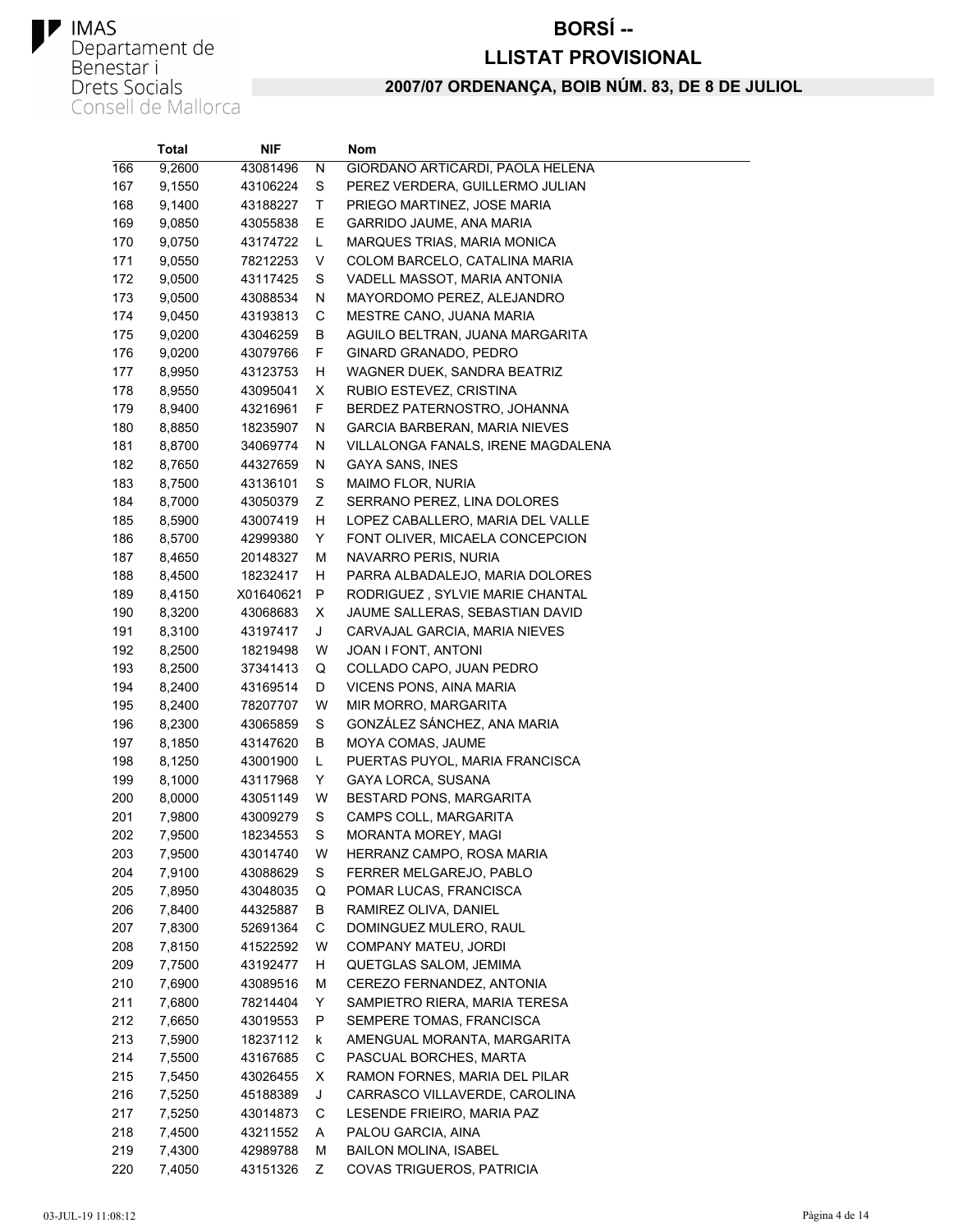IMAS
Departament de
Benestar i
Drets Socials
Consell de Mallorca

# BORSÍ --

## LLISTAT PROVISIONAL

### 2007/07 ORDENANÇA, BOIB NÚM. 83, DE 8 DE JULIOL

| | Total | NIF | | Nom |
|---|---|---|---|---|
| 166 | 9,2600 | 43081496 | N | GIORDANO ARTICARDI, PAOLA HELENA |
| 167 | 9,1550 | 43106224 | S | PEREZ VERDERA, GUILLERMO JULIAN |
| 168 | 9,1400 | 43188227 | T | PRIEGO MARTINEZ, JOSE MARIA |
| 169 | 9,0850 | 43055838 | E | GARRIDO JAUME, ANA MARIA |
| 170 | 9,0750 | 43174722 | L | MARQUES TRIAS, MARIA MONICA |
| 171 | 9,0550 | 78212253 | V | COLOM BARCELO, CATALINA MARIA |
| 172 | 9,0500 | 43117425 | S | VADELL MASSOT, MARIA ANTONIA |
| 173 | 9,0500 | 43088534 | N | MAYORDOMO PEREZ, ALEJANDRO |
| 174 | 9,0450 | 43193813 | C | MESTRE CANO, JUANA MARIA |
| 175 | 9,0200 | 43046259 | B | AGUILO BELTRAN, JUANA MARGARITA |
| 176 | 9,0200 | 43079766 | F | GINARD GRANADO, PEDRO |
| 177 | 8,9950 | 43123753 | H | WAGNER DUEK, SANDRA BEATRIZ |
| 178 | 8,9550 | 43095041 | X | RUBIO ESTEVEZ, CRISTINA |
| 179 | 8,9400 | 43216961 | F | BERDEZ PATERNOSTRO, JOHANNA |
| 180 | 8,8850 | 18235907 | N | GARCIA BARBERAN, MARIA NIEVES |
| 181 | 8,8700 | 34069774 | N | VILLALONGA FANALS, IRENE MAGDALENA |
| 182 | 8,7650 | 44327659 | N | GAYA SANS, INES |
| 183 | 8,7500 | 43136101 | S | MAIMO FLOR, NURIA |
| 184 | 8,7000 | 43050379 | Z | SERRANO PEREZ, LINA DOLORES |
| 185 | 8,5900 | 43007419 | H | LOPEZ CABALLERO, MARIA DEL VALLE |
| 186 | 8,5700 | 42999380 | Y | FONT OLIVER, MICAELA CONCEPCION |
| 187 | 8,4650 | 20148327 | M | NAVARRO PERIS, NURIA |
| 188 | 8,4500 | 18232417 | H | PARRA ALBADALEJO, MARIA DOLORES |
| 189 | 8,4150 | X01640621 | P | RODRIGUEZ , SYLVIE MARIE CHANTAL |
| 190 | 8,3200 | 43068683 | X | JAUME SALLERAS, SEBASTIAN DAVID |
| 191 | 8,3100 | 43197417 | J | CARVAJAL GARCIA, MARIA NIEVES |
| 192 | 8,2500 | 18219498 | W | JOAN I FONT, ANTONI |
| 193 | 8,2500 | 37341413 | Q | COLLADO CAPO, JUAN PEDRO |
| 194 | 8,2400 | 43169514 | D | VICENS PONS, AINA MARIA |
| 195 | 8,2400 | 78207707 | W | MIR MORRO, MARGARITA |
| 196 | 8,2300 | 43065859 | S | GONZÁLEZ SÁNCHEZ, ANA MARIA |
| 197 | 8,1850 | 43147620 | B | MOYA COMAS, JAUME |
| 198 | 8,1250 | 43001900 | L | PUERTAS PUYOL, MARIA FRANCISCA |
| 199 | 8,1000 | 43117968 | Y | GAYA LORCA, SUSANA |
| 200 | 8,0000 | 43051149 | W | BESTARD PONS, MARGARITA |
| 201 | 7,9800 | 43009279 | S | CAMPS COLL, MARGARITA |
| 202 | 7,9500 | 18234553 | S | MORANTA MOREY, MAGI |
| 203 | 7,9500 | 43014740 | W | HERRANZ CAMPO, ROSA MARIA |
| 204 | 7,9100 | 43088629 | S | FERRER MELGAREJO, PABLO |
| 205 | 7,8950 | 43048035 | Q | POMAR LUCAS, FRANCISCA |
| 206 | 7,8400 | 44325887 | B | RAMIREZ OLIVA, DANIEL |
| 207 | 7,8300 | 52691364 | C | DOMINGUEZ MULERO, RAUL |
| 208 | 7,8150 | 41522592 | W | COMPANY MATEU, JORDI |
| 209 | 7,7500 | 43192477 | H | QUETGLAS SALOM, JEMIMA |
| 210 | 7,6900 | 43089516 | M | CEREZO FERNANDEZ, ANTONIA |
| 211 | 7,6800 | 78214404 | Y | SAMPIETRO RIERA, MARIA TERESA |
| 212 | 7,6650 | 43019553 | P | SEMPERE TOMAS, FRANCISCA |
| 213 | 7,5900 | 18237112 | k | AMENGUAL MORANTA, MARGARITA |
| 214 | 7,5500 | 43167685 | C | PASCUAL BORCHES, MARTA |
| 215 | 7,5450 | 43026455 | X | RAMON FORNES, MARIA DEL PILAR |
| 216 | 7,5250 | 45188389 | J | CARRASCO VILLAVERDE, CAROLINA |
| 217 | 7,5250 | 43014873 | C | LESENDE FRIEIRO, MARIA PAZ |
| 218 | 7,4500 | 43211552 | A | PALOU GARCIA, AINA |
| 219 | 7,4300 | 42989788 | M | BAILON MOLINA, ISABEL |
| 220 | 7,4050 | 43151326 | Z | COVAS TRIGUEROS, PATRICIA |

03-JUL-19 11:08:12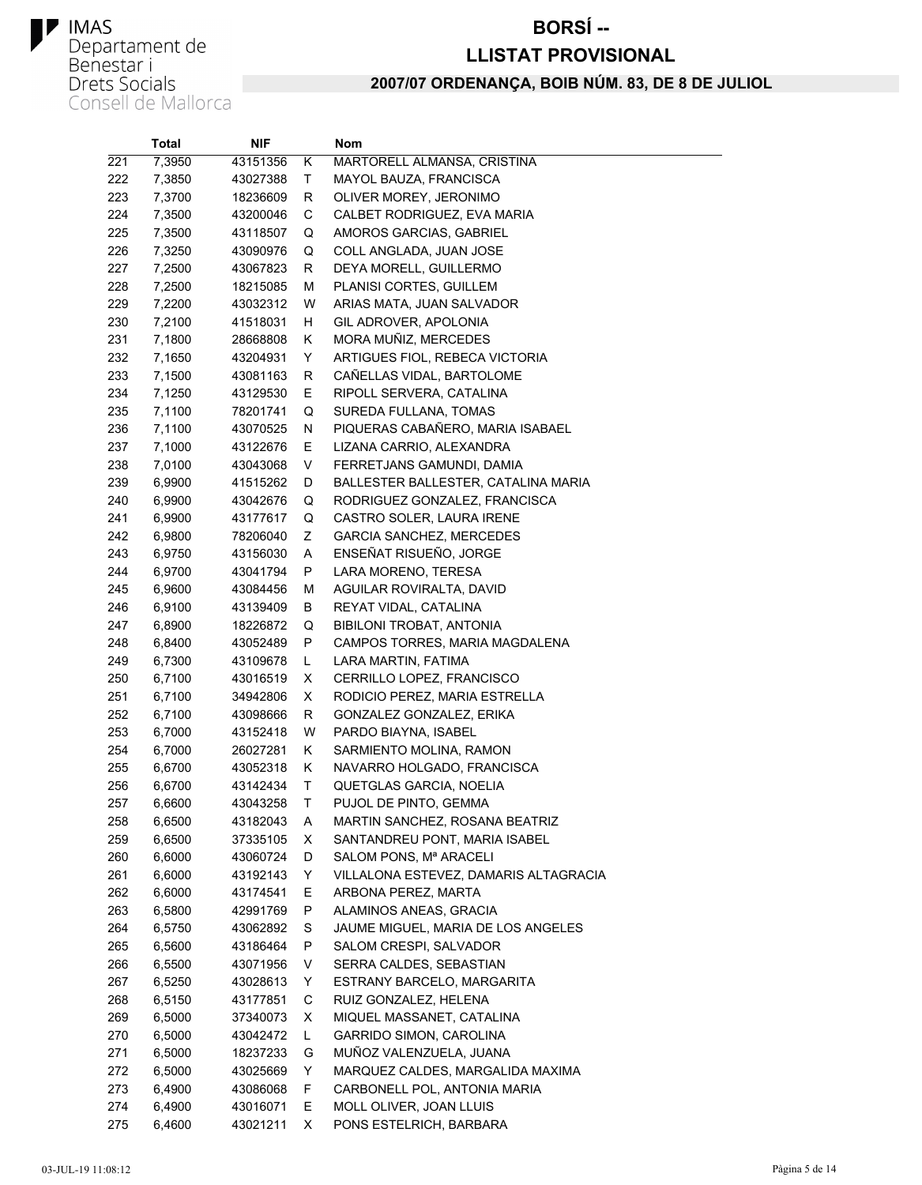IMAS
Departament de Benestar i Drets Socials
Consell de Mallorca

# BORSÍ --

# LLISTAT PROVISIONAL

## 2007/07 ORDENANÇA, BOIB NÚM. 83, DE 8 DE JULIOL

| | Total | NIF | | Nom |
|---|---|---|---|---|
| 221 | 7,3950 | 43151356 | K | MARTORELL ALMANSA, CRISTINA |
| 222 | 7,3850 | 43027388 | T | MAYOL BAUZA, FRANCISCA |
| 223 | 7,3700 | 18236609 | R | OLIVER MOREY, JERONIMO |
| 224 | 7,3500 | 43200046 | C | CALBET RODRIGUEZ, EVA MARIA |
| 225 | 7,3500 | 43118507 | Q | AMOROS GARCIAS, GABRIEL |
| 226 | 7,3250 | 43090976 | Q | COLL ANGLADA, JUAN JOSE |
| 227 | 7,2500 | 43067823 | R | DEYA MORELL, GUILLERMO |
| 228 | 7,2500 | 18215085 | M | PLANISI CORTES, GUILLEM |
| 229 | 7,2200 | 43032312 | W | ARIAS MATA, JUAN SALVADOR |
| 230 | 7,2100 | 41518031 | H | GIL ADROVER, APOLONIA |
| 231 | 7,1800 | 28668808 | K | MORA MUÑIZ, MERCEDES |
| 232 | 7,1650 | 43204931 | Y | ARTIGUES FIOL, REBECA VICTORIA |
| 233 | 7,1500 | 43081163 | R | CAÑELLAS VIDAL, BARTOLOME |
| 234 | 7,1250 | 43129530 | E | RIPOLL SERVERA, CATALINA |
| 235 | 7,1100 | 78201741 | Q | SUREDA FULLANA, TOMAS |
| 236 | 7,1100 | 43070525 | N | PIQUERAS CABAÑERO, MARIA ISABAEL |
| 237 | 7,1000 | 43122676 | E | LIZANA CARRIO, ALEXANDRA |
| 238 | 7,0100 | 43043068 | V | FERRETJANS GAMUNDI, DAMIA |
| 239 | 6,9900 | 41515262 | D | BALLESTER BALLESTER, CATALINA MARIA |
| 240 | 6,9900 | 43042676 | Q | RODRIGUEZ GONZALEZ, FRANCISCA |
| 241 | 6,9900 | 43177617 | Q | CASTRO SOLER, LAURA IRENE |
| 242 | 6,9800 | 78206040 | Z | GARCIA SANCHEZ, MERCEDES |
| 243 | 6,9750 | 43156030 | A | ENSEÑAT RISUEÑO, JORGE |
| 244 | 6,9700 | 43041794 | P | LARA MORENO, TERESA |
| 245 | 6,9600 | 43084456 | M | AGUILAR ROVIRALTA, DAVID |
| 246 | 6,9100 | 43139409 | B | REYAT VIDAL, CATALINA |
| 247 | 6,8900 | 18226872 | Q | BIBILONI TROBAT, ANTONIA |
| 248 | 6,8400 | 43052489 | P | CAMPOS TORRES, MARIA MAGDALENA |
| 249 | 6,7300 | 43109678 | L | LARA MARTIN, FATIMA |
| 250 | 6,7100 | 43016519 | X | CERRILLO LOPEZ, FRANCISCO |
| 251 | 6,7100 | 34942806 | X | RODICIO PEREZ, MARIA ESTRELLA |
| 252 | 6,7100 | 43098666 | R | GONZALEZ GONZALEZ, ERIKA |
| 253 | 6,7000 | 43152418 | W | PARDO BIAYNA, ISABEL |
| 254 | 6,7000 | 26027281 | K | SARMIENTO MOLINA, RAMON |
| 255 | 6,6700 | 43052318 | K | NAVARRO HOLGADO, FRANCISCA |
| 256 | 6,6700 | 43142434 | T | QUETGLAS GARCIA, NOELIA |
| 257 | 6,6600 | 43043258 | T | PUJOL DE PINTO, GEMMA |
| 258 | 6,6500 | 43182043 | A | MARTIN SANCHEZ, ROSANA BEATRIZ |
| 259 | 6,6500 | 37335105 | X | SANTANDREU PONT, MARIA ISABEL |
| 260 | 6,6000 | 43060724 | D | SALOM PONS, Mª ARACELI |
| 261 | 6,6000 | 43192143 | Y | VILLALONA ESTEVEZ, DAMARIS ALTAGRACIA |
| 262 | 6,6000 | 43174541 | E | ARBONA PEREZ, MARTA |
| 263 | 6,5800 | 42991769 | P | ALAMINOS ANEAS, GRACIA |
| 264 | 6,5750 | 43062892 | S | JAUME MIGUEL, MARIA DE LOS ANGELES |
| 265 | 6,5600 | 43186464 | P | SALOM CRESPI, SALVADOR |
| 266 | 6,5500 | 43071956 | V | SERRA CALDES, SEBASTIAN |
| 267 | 6,5250 | 43028613 | Y | ESTRANY BARCELO, MARGARITA |
| 268 | 6,5150 | 43177851 | C | RUIZ GONZALEZ, HELENA |
| 269 | 6,5000 | 37340073 | X | MIQUEL MASSANET, CATALINA |
| 270 | 6,5000 | 43042472 | L | GARRIDO SIMON, CAROLINA |
| 271 | 6,5000 | 18237233 | G | MUÑOZ VALENZUELA, JUANA |
| 272 | 6,5000 | 43025669 | Y | MARQUEZ CALDES, MARGALIDA MAXIMA |
| 273 | 6,4900 | 43086068 | F | CARBONELL POL, ANTONIA MARIA |
| 274 | 6,4900 | 43016071 | E | MOLL OLIVER, JOAN LLUIS |
| 275 | 6,4600 | 43021211 | X | PONS ESTELRICH, BARBARA |

03-JUL-19 11:08:12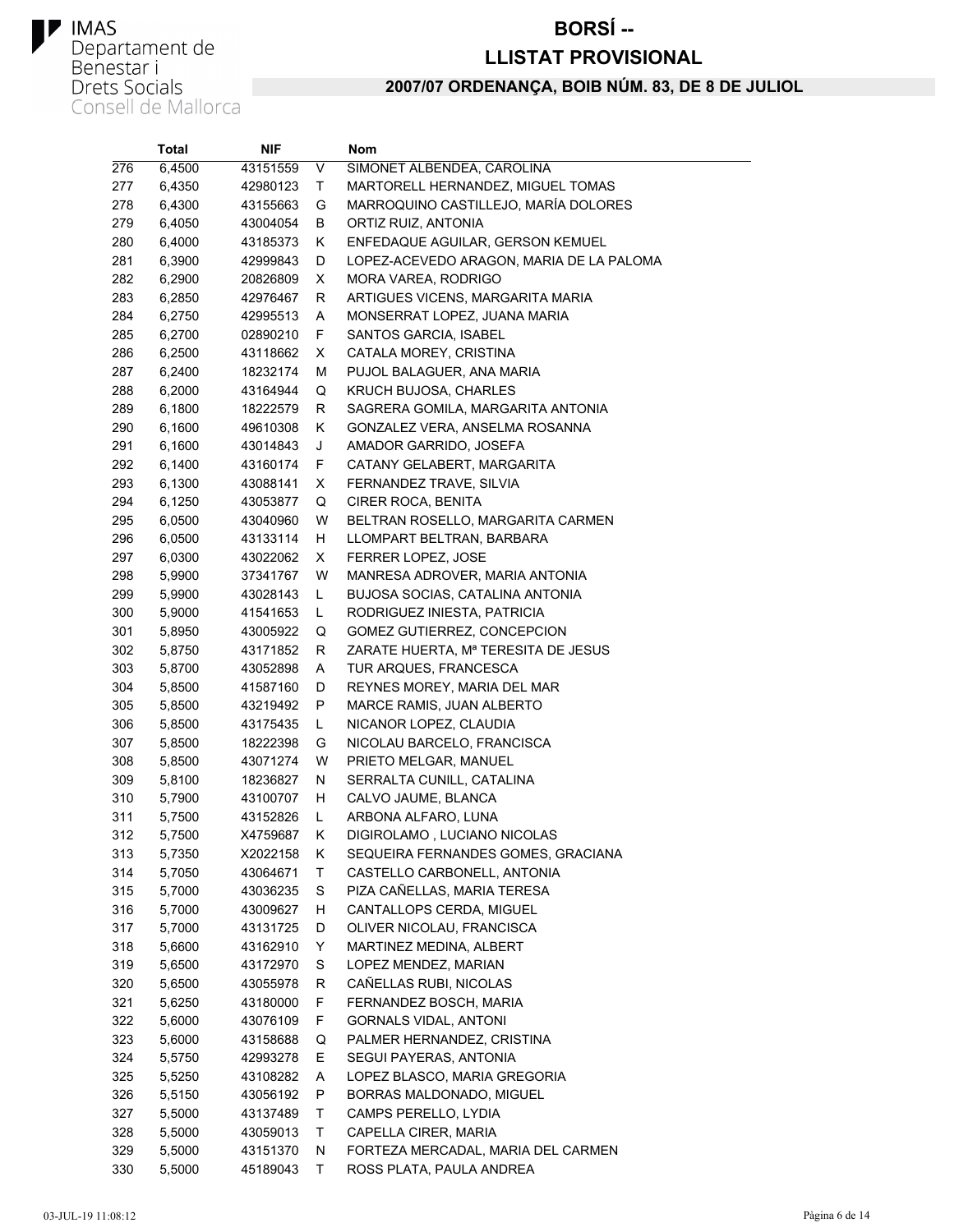IMAS
Departament de Benestar i Drets Socials
Consell de Mallorca

# BORSÍ --

# LLISTAT PROVISIONAL

## 2007/07 ORDENANÇA, BOIB NÚM. 83, DE 8 DE JULIOL

| | Total | NIF | | Nom |
|---|---|---|---|---|
| 276 | 6,4500 | 43151559 | V | SIMONET ALBENDEA, CAROLINA |
| 277 | 6,4350 | 42980123 | T | MARTORELL HERNANDEZ, MIGUEL TOMAS |
| 278 | 6,4300 | 43155663 | G | MARROQUINO CASTILLEJO, MARÍA DOLORES |
| 279 | 6,4050 | 43004054 | B | ORTIZ RUIZ, ANTONIA |
| 280 | 6,4000 | 43185373 | K | ENFEDAQUE AGUILAR, GERSON KEMUEL |
| 281 | 6,3900 | 42999843 | D | LOPEZ-ACEVEDO ARAGON, MARIA DE LA PALOMA |
| 282 | 6,2900 | 20826809 | X | MORA VAREA, RODRIGO |
| 283 | 6,2850 | 42976467 | R | ARTIGUES VICENS, MARGARITA MARIA |
| 284 | 6,2750 | 42995513 | A | MONSERRAT LOPEZ, JUANA MARIA |
| 285 | 6,2700 | 02890210 | F | SANTOS GARCIA, ISABEL |
| 286 | 6,2500 | 43118662 | X | CATALA MOREY, CRISTINA |
| 287 | 6,2400 | 18232174 | M | PUJOL BALAGUER, ANA MARIA |
| 288 | 6,2000 | 43164944 | Q | KRUCH BUJOSA, CHARLES |
| 289 | 6,1800 | 18222579 | R | SAGRERA GOMILA, MARGARITA ANTONIA |
| 290 | 6,1600 | 49610308 | K | GONZALEZ VERA, ANSELMA ROSANNA |
| 291 | 6,1600 | 43014843 | J | AMADOR GARRIDO, JOSEFA |
| 292 | 6,1400 | 43160174 | F | CATANY GELABERT, MARGARITA |
| 293 | 6,1300 | 43088141 | X | FERNANDEZ TRAVE, SILVIA |
| 294 | 6,1250 | 43053877 | Q | CIRER ROCA, BENITA |
| 295 | 6,0500 | 43040960 | W | BELTRAN ROSELLO, MARGARITA CARMEN |
| 296 | 6,0500 | 43133114 | H | LLOMPART BELTRAN, BARBARA |
| 297 | 6,0300 | 43022062 | X | FERRER LOPEZ, JOSE |
| 298 | 5,9900 | 37341767 | W | MANRESA ADROVER, MARIA ANTONIA |
| 299 | 5,9900 | 43028143 | L | BUJOSA SOCIAS, CATALINA ANTONIA |
| 300 | 5,9000 | 41541653 | L | RODRIGUEZ INIESTA, PATRICIA |
| 301 | 5,8950 | 43005922 | Q | GOMEZ GUTIERREZ, CONCEPCION |
| 302 | 5,8750 | 43171852 | R | ZARATE HUERTA, Mª TERESITA DE JESUS |
| 303 | 5,8700 | 43052898 | A | TUR ARQUES, FRANCESCA |
| 304 | 5,8500 | 41587160 | D | REYNES MOREY, MARIA DEL MAR |
| 305 | 5,8500 | 43219492 | P | MARCE RAMIS, JUAN ALBERTO |
| 306 | 5,8500 | 43175435 | L | NICANOR LOPEZ, CLAUDIA |
| 307 | 5,8500 | 18222398 | G | NICOLAU BARCELO, FRANCISCA |
| 308 | 5,8500 | 43071274 | W | PRIETO MELGAR, MANUEL |
| 309 | 5,8100 | 18236827 | N | SERRALTA CUNILL, CATALINA |
| 310 | 5,7900 | 43100707 | H | CALVO JAUME, BLANCA |
| 311 | 5,7500 | 43152826 | L | ARBONA ALFARO, LUNA |
| 312 | 5,7500 | X4759687 | K | DIGIROLAMO , LUCIANO NICOLAS |
| 313 | 5,7350 | X2022158 | K | SEQUEIRA FERNANDES GOMES, GRACIANA |
| 314 | 5,7050 | 43064671 | T | CASTELLO CARBONELL, ANTONIA |
| 315 | 5,7000 | 43036235 | S | PIZA CAÑELLAS, MARIA TERESA |
| 316 | 5,7000 | 43009627 | H | CANTALLOPS CERDA, MIGUEL |
| 317 | 5,7000 | 43131725 | D | OLIVER NICOLAU, FRANCISCA |
| 318 | 5,6600 | 43162910 | Y | MARTINEZ MEDINA, ALBERT |
| 319 | 5,6500 | 43172970 | S | LOPEZ MENDEZ, MARIAN |
| 320 | 5,6500 | 43055978 | R | CAÑELLAS RUBI, NICOLAS |
| 321 | 5,6250 | 43180000 | F | FERNANDEZ BOSCH, MARIA |
| 322 | 5,6000 | 43076109 | F | GORNALS VIDAL, ANTONI |
| 323 | 5,6000 | 43158688 | Q | PALMER HERNANDEZ, CRISTINA |
| 324 | 5,5750 | 42993278 | E | SEGUI PAYERAS, ANTONIA |
| 325 | 5,5250 | 43108282 | A | LOPEZ BLASCO, MARIA GREGORIA |
| 326 | 5,5150 | 43056192 | P | BORRAS MALDONADO, MIGUEL |
| 327 | 5,5000 | 43137489 | T | CAMPS PERELLO, LYDIA |
| 328 | 5,5000 | 43059013 | T | CAPELLA CIRER, MARIA |
| 329 | 5,5000 | 43151370 | N | FORTEZA MERCADAL, MARIA DEL CARMEN |
| 330 | 5,5000 | 45189043 | T | ROSS PLATA, PAULA ANDREA |

03-JUL-19 11:08:12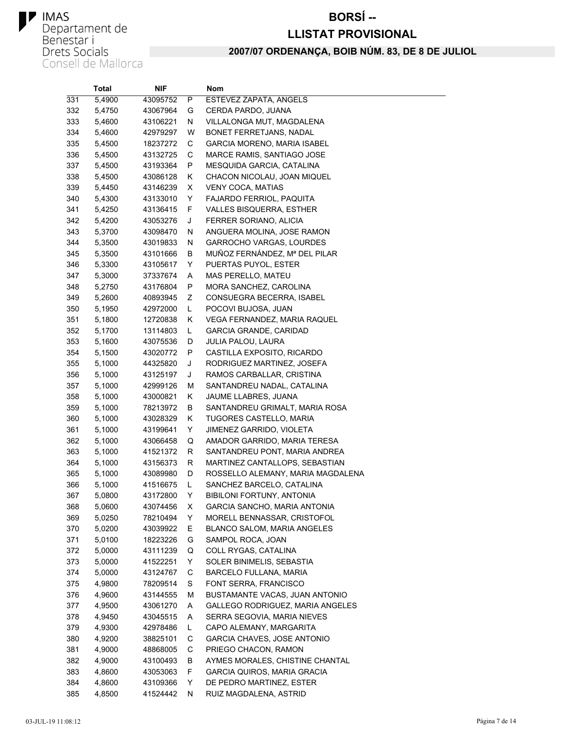IMAS
Departament de Benestar i Drets Socials
Consell de Mallorca

# BORSÍ --
# LLISTAT PROVISIONAL

## 2007/07 ORDENANÇA, BOIB NÚM. 83, DE 8 DE JULIOL

| | Total | NIF | | Nom |
|---|---|---|---|---|
| 331 | 5,4900 | 43095752 | P | ESTEVEZ ZAPATA, ANGELS |
| 332 | 5,4750 | 43067964 | G | CERDA PARDO, JUANA |
| 333 | 5,4600 | 43106221 | N | VILLALONGA MUT, MAGDALENA |
| 334 | 5,4600 | 42979297 | W | BONET FERRETJANS, NADAL |
| 335 | 5,4500 | 18237272 | C | GARCIA MORENO, MARIA ISABEL |
| 336 | 5,4500 | 43132725 | C | MARCE RAMIS, SANTIAGO JOSE |
| 337 | 5,4500 | 43193364 | P | MESQUIDA GARCIA, CATALINA |
| 338 | 5,4500 | 43086128 | K | CHACON NICOLAU, JOAN MIQUEL |
| 339 | 5,4450 | 43146239 | X | VENY COCA, MATIAS |
| 340 | 5,4300 | 43133010 | Y | FAJARDO FERRIOL, PAQUITA |
| 341 | 5,4250 | 43136415 | F | VALLES BISQUERRA, ESTHER |
| 342 | 5,4200 | 43053276 | J | FERRER SORIANO, ALICIA |
| 343 | 5,3700 | 43098470 | N | ANGUERA MOLINA, JOSE RAMON |
| 344 | 5,3500 | 43019833 | N | GARROCHO VARGAS, LOURDES |
| 345 | 5,3500 | 43101666 | B | MUÑOZ FERNÁNDEZ, Mª DEL PILAR |
| 346 | 5,3300 | 43105617 | Y | PUERTAS PUYOL, ESTER |
| 347 | 5,3000 | 37337674 | A | MAS PERELLO, MATEU |
| 348 | 5,2750 | 43176804 | P | MORA SANCHEZ, CAROLINA |
| 349 | 5,2600 | 40893945 | Z | CONSUEGRA BECERRA, ISABEL |
| 350 | 5,1950 | 42972000 | L | POCOVI BUJOSA, JUAN |
| 351 | 5,1800 | 12720838 | K | VEGA FERNANDEZ, MARIA RAQUEL |
| 352 | 5,1700 | 13114803 | L | GARCIA GRANDE, CARIDAD |
| 353 | 5,1600 | 43075536 | D | JULIA PALOU, LAURA |
| 354 | 5,1500 | 43020772 | P | CASTILLA EXPOSITO, RICARDO |
| 355 | 5,1000 | 44325820 | J | RODRIGUEZ MARTINEZ, JOSEFA |
| 356 | 5,1000 | 43125197 | J | RAMOS CARBALLAR, CRISTINA |
| 357 | 5,1000 | 42999126 | M | SANTANDREU NADAL, CATALINA |
| 358 | 5,1000 | 43000821 | K | JAUME LLABRES, JUANA |
| 359 | 5,1000 | 78213972 | B | SANTANDREU GRIMALT, MARIA ROSA |
| 360 | 5,1000 | 43028329 | K | TUGORES CASTELLO, MARIA |
| 361 | 5,1000 | 43199641 | Y | JIMENEZ GARRIDO, VIOLETA |
| 362 | 5,1000 | 43066458 | Q | AMADOR GARRIDO, MARIA TERESA |
| 363 | 5,1000 | 41521372 | R | SANTANDREU PONT, MARIA ANDREA |
| 364 | 5,1000 | 43156373 | R | MARTINEZ CANTALLOPS, SEBASTIAN |
| 365 | 5,1000 | 43089980 | D | ROSSELLO ALEMANY, MARIA MAGDALENA |
| 366 | 5,1000 | 41516675 | L | SANCHEZ BARCELO, CATALINA |
| 367 | 5,0800 | 43172800 | Y | BIBILONI FORTUNY, ANTONIA |
| 368 | 5,0600 | 43074456 | X | GARCIA SANCHO, MARIA ANTONIA |
| 369 | 5,0250 | 78210494 | Y | MORELL BENNASSAR, CRISTOFOL |
| 370 | 5,0200 | 43039922 | E | BLANCO SALOM, MARIA ANGELES |
| 371 | 5,0100 | 18223226 | G | SAMPOL ROCA, JOAN |
| 372 | 5,0000 | 43111239 | Q | COLL RYGAS, CATALINA |
| 373 | 5,0000 | 41522251 | Y | SOLER BINIMELIS, SEBASTIA |
| 374 | 5,0000 | 43124767 | C | BARCELO FULLANA, MARIA |
| 375 | 4,9800 | 78209514 | S | FONT SERRA, FRANCISCO |
| 376 | 4,9600 | 43144555 | M | BUSTAMANTE VACAS, JUAN ANTONIO |
| 377 | 4,9500 | 43061270 | A | GALLEGO RODRIGUEZ, MARIA ANGELES |
| 378 | 4,9450 | 43045515 | A | SERRA SEGOVIA, MARIA NIEVES |
| 379 | 4,9300 | 42978486 | L | CAPO ALEMANY, MARGARITA |
| 380 | 4,9200 | 38825101 | C | GARCIA CHAVES, JOSE ANTONIO |
| 381 | 4,9000 | 48868005 | C | PRIEGO CHACON, RAMON |
| 382 | 4,9000 | 43100493 | B | AYMES MORALES, CHISTINE CHANTAL |
| 383 | 4,8600 | 43053063 | F | GARCIA QUIROS, MARIA GRACIA |
| 384 | 4,8600 | 43109366 | Y | DE PEDRO MARTINEZ, ESTER |
| 385 | 4,8500 | 41524442 | N | RUIZ MAGDALENA, ASTRID |

03-JUL-19 11:08:12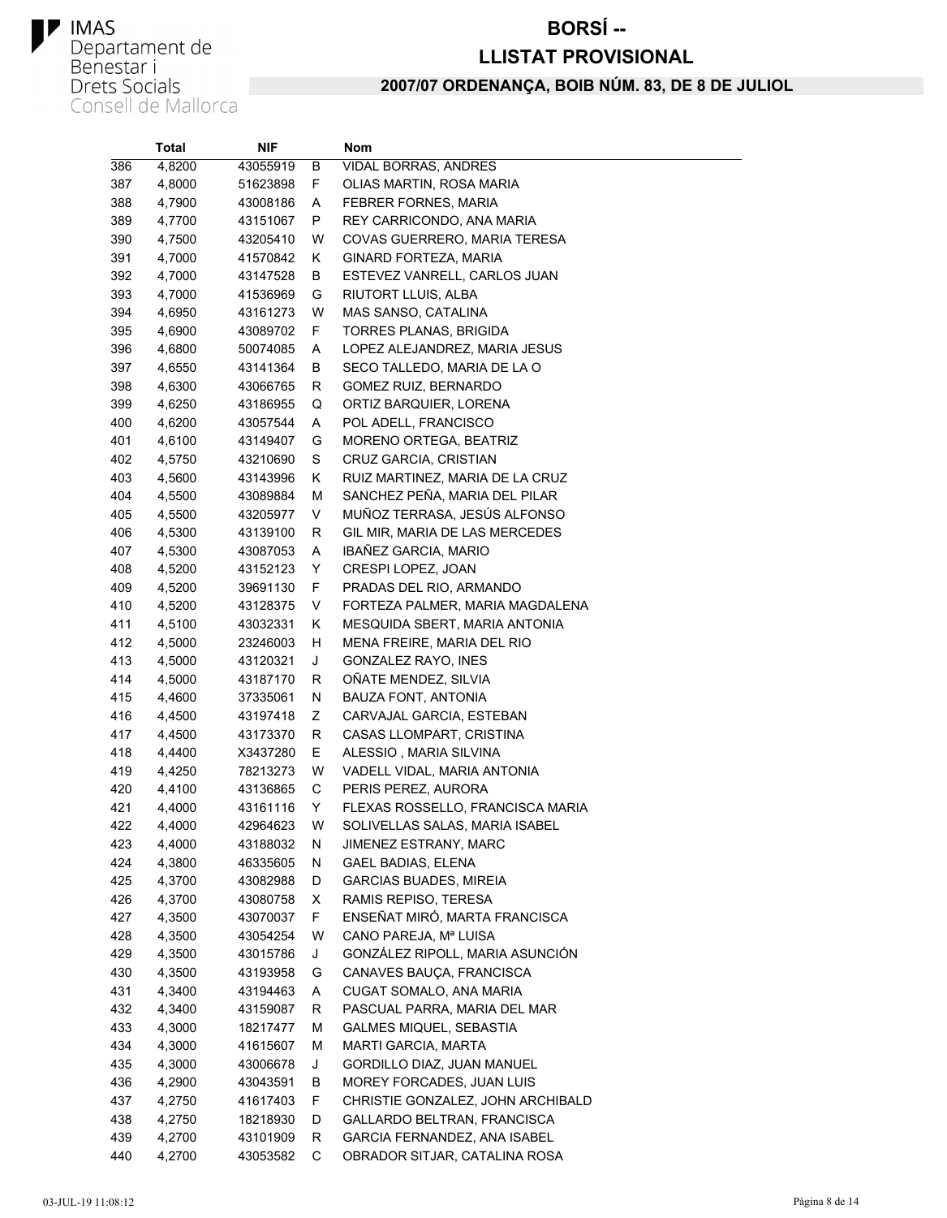# BORSÍ --

# LLISTAT PROVISIONAL

## 2007/07 ORDENANÇA, BOIB NÚM. 83, DE 8 DE JULIOL

|  | Total | NIF |  | Nom |
|---|---|---|---|---|
| 386 | 4,8200 | 43055919 | B | VIDAL BORRAS, ANDRES |
| 387 | 4,8000 | 51623898 | F | OLIAS MARTIN, ROSA MARIA |
| 388 | 4,7900 | 43008186 | A | FEBRER FORNES, MARIA |
| 389 | 4,7700 | 43151067 | P | REY CARRICONDO, ANA MARIA |
| 390 | 4,7500 | 43205410 | W | COVAS GUERRERO, MARIA TERESA |
| 391 | 4,7000 | 41570842 | K | GINARD FORTEZA, MARIA |
| 392 | 4,7000 | 43147528 | B | ESTEVEZ VANRELL, CARLOS JUAN |
| 393 | 4,7000 | 41536969 | G | RIUTORT LLUIS, ALBA |
| 394 | 4,6950 | 43161273 | W | MAS SANSO, CATALINA |
| 395 | 4,6900 | 43089702 | F | TORRES PLANAS, BRIGIDA |
| 396 | 4,6800 | 50074085 | A | LOPEZ ALEJANDREZ, MARIA JESUS |
| 397 | 4,6550 | 43141364 | B | SECO TALLEDO, MARIA DE LA O |
| 398 | 4,6300 | 43066765 | R | GOMEZ RUIZ, BERNARDO |
| 399 | 4,6250 | 43186955 | Q | ORTIZ BARQUIER, LORENA |
| 400 | 4,6200 | 43057544 | A | POL ADELL, FRANCISCO |
| 401 | 4,6100 | 43149407 | G | MORENO ORTEGA, BEATRIZ |
| 402 | 4,5750 | 43210690 | S | CRUZ GARCIA, CRISTIAN |
| 403 | 4,5600 | 43143996 | K | RUIZ MARTINEZ, MARIA DE LA CRUZ |
| 404 | 4,5500 | 43089884 | M | SANCHEZ PEÑA, MARIA DEL PILAR |
| 405 | 4,5500 | 43205977 | V | MUÑOZ TERRASA, JESÚS ALFONSO |
| 406 | 4,5300 | 43139100 | R | GIL MIR, MARIA DE LAS MERCEDES |
| 407 | 4,5300 | 43087053 | A | IBAÑEZ GARCIA, MARIO |
| 408 | 4,5200 | 43152123 | Y | CRESPI LOPEZ, JOAN |
| 409 | 4,5200 | 39691130 | F | PRADAS DEL RIO, ARMANDO |
| 410 | 4,5200 | 43128375 | V | FORTEZA PALMER, MARIA MAGDALENA |
| 411 | 4,5100 | 43032331 | K | MESQUIDA SBERT, MARIA ANTONIA |
| 412 | 4,5000 | 23246003 | H | MENA FREIRE, MARIA DEL RIO |
| 413 | 4,5000 | 43120321 | J | GONZALEZ RAYO, INES |
| 414 | 4,5000 | 43187170 | R | OÑATE MENDEZ, SILVIA |
| 415 | 4,4600 | 37335061 | N | BAUZA FONT, ANTONIA |
| 416 | 4,4500 | 43197418 | Z | CARVAJAL GARCIA, ESTEBAN |
| 417 | 4,4500 | 43173370 | R | CASAS LLOMPART, CRISTINA |
| 418 | 4,4400 | X3437280 | E | ALESSIO , MARIA SILVINA |
| 419 | 4,4250 | 78213273 | W | VADELL VIDAL, MARIA ANTONIA |
| 420 | 4,4100 | 43136865 | C | PERIS PEREZ, AURORA |
| 421 | 4,4000 | 43161116 | Y | FLEXAS ROSSELLO, FRANCISCA MARIA |
| 422 | 4,4000 | 42964623 | W | SOLIVELLAS SALAS, MARIA ISABEL |
| 423 | 4,4000 | 43188032 | N | JIMENEZ ESTRANY, MARC |
| 424 | 4,3800 | 46335605 | N | GAEL BADIAS, ELENA |
| 425 | 4,3700 | 43082988 | D | GARCIAS BUADES, MIREIA |
| 426 | 4,3700 | 43080758 | X | RAMIS REPISO, TERESA |
| 427 | 4,3500 | 43070037 | F | ENSEÑAT MIRÓ, MARTA FRANCISCA |
| 428 | 4,3500 | 43054254 | W | CANO PAREJA, Mª LUISA |
| 429 | 4,3500 | 43015786 | J | GONZÁLEZ RIPOLL, MARIA ASUNCIÓN |
| 430 | 4,3500 | 43193958 | G | CANAVES BAUÇA, FRANCISCA |
| 431 | 4,3400 | 43194463 | A | CUGAT SOMALO, ANA MARIA |
| 432 | 4,3400 | 43159087 | R | PASCUAL PARRA, MARIA DEL MAR |
| 433 | 4,3000 | 18217477 | M | GALMES MIQUEL, SEBASTIA |
| 434 | 4,3000 | 41615607 | M | MARTI GARCIA, MARTA |
| 435 | 4,3000 | 43006678 | J | GORDILLO DIAZ, JUAN MANUEL |
| 436 | 4,2900 | 43043591 | B | MOREY FORCADES, JUAN LUIS |
| 437 | 4,2750 | 41617403 | F | CHRISTIE GONZALEZ, JOHN ARCHIBALD |
| 438 | 4,2750 | 18218930 | D | GALLARDO BELTRAN, FRANCISCA |
| 439 | 4,2700 | 43101909 | R | GARCIA FERNANDEZ, ANA ISABEL |
| 440 | 4,2700 | 43053582 | C | OBRADOR SITJAR, CATALINA ROSA |

03-JUL-19 11:08:12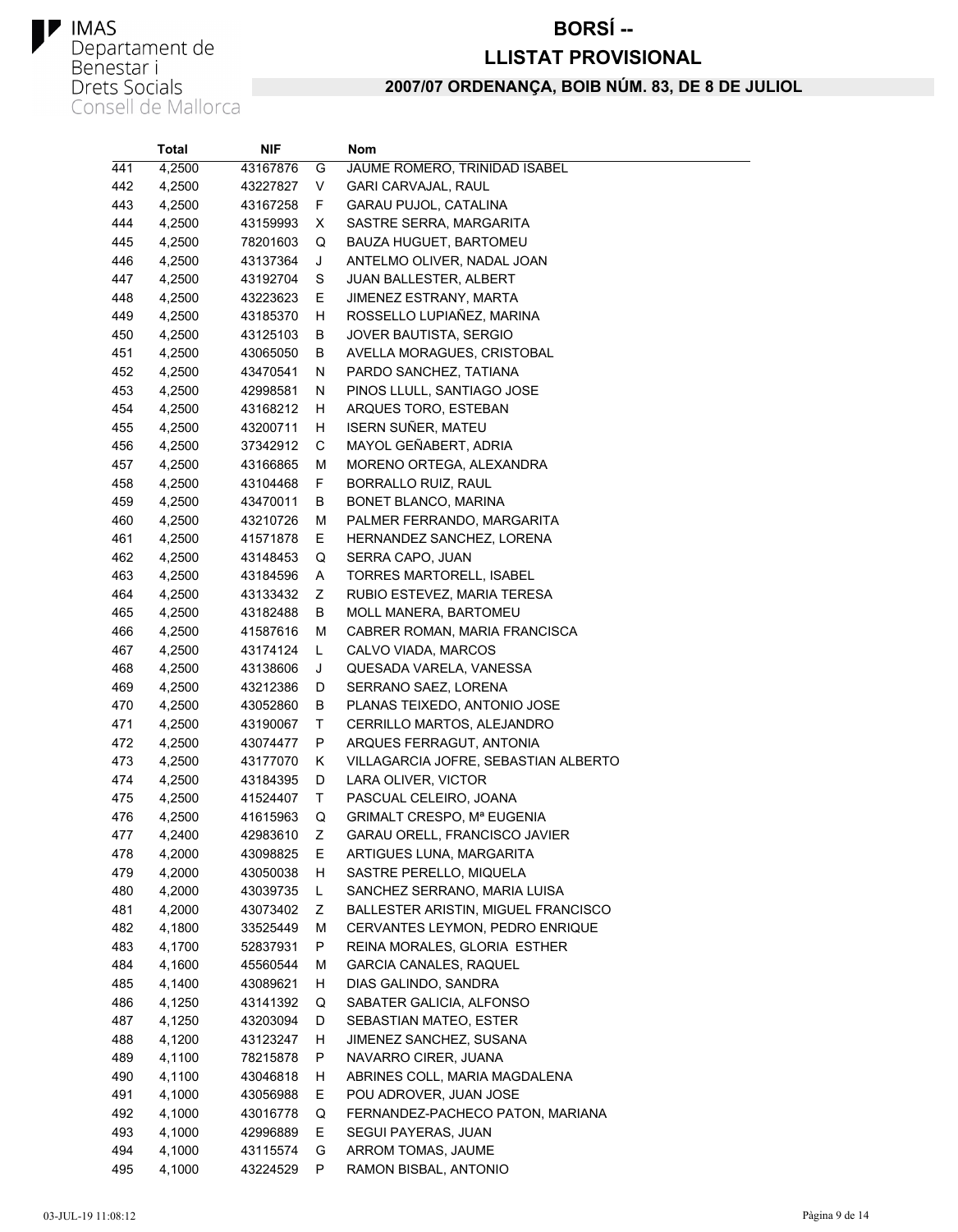# BORSÍ --

## LLISTAT PROVISIONAL

### 2007/07 ORDENANÇA, BOIB NÚM. 83, DE 8 DE JULIOL

| | Total | NIF | | Nom |
|---|---|---|---|---|
| 441 | 4,2500 | 43167876 | G | JAUME ROMERO, TRINIDAD ISABEL |
| 442 | 4,2500 | 43227827 | V | GARI CARVAJAL, RAUL |
| 443 | 4,2500 | 43167258 | F | GARAU PUJOL, CATALINA |
| 444 | 4,2500 | 43159993 | X | SASTRE SERRA, MARGARITA |
| 445 | 4,2500 | 78201603 | Q | BAUZA HUGUET, BARTOMEU |
| 446 | 4,2500 | 43137364 | J | ANTELMO OLIVER, NADAL JOAN |
| 447 | 4,2500 | 43192704 | S | JUAN BALLESTER, ALBERT |
| 448 | 4,2500 | 43223623 | E | JIMENEZ ESTRANY, MARTA |
| 449 | 4,2500 | 43185370 | H | ROSSELLO LUPIAÑEZ, MARINA |
| 450 | 4,2500 | 43125103 | B | JOVER BAUTISTA, SERGIO |
| 451 | 4,2500 | 43065050 | B | AVELLA MORAGUES, CRISTOBAL |
| 452 | 4,2500 | 43470541 | N | PARDO SANCHEZ, TATIANA |
| 453 | 4,2500 | 42998581 | N | PINOS LLULL, SANTIAGO JOSE |
| 454 | 4,2500 | 43168212 | H | ARQUES TORO, ESTEBAN |
| 455 | 4,2500 | 43200711 | H | ISERN SUÑER, MATEU |
| 456 | 4,2500 | 37342912 | C | MAYOL GEÑABERT, ADRIA |
| 457 | 4,2500 | 43166865 | M | MORENO ORTEGA, ALEXANDRA |
| 458 | 4,2500 | 43104468 | F | BORRALLO RUIZ, RAUL |
| 459 | 4,2500 | 43470011 | B | BONET BLANCO, MARINA |
| 460 | 4,2500 | 43210726 | M | PALMER FERRANDO, MARGARITA |
| 461 | 4,2500 | 41571878 | E | HERNANDEZ SANCHEZ, LORENA |
| 462 | 4,2500 | 43148453 | Q | SERRA CAPO, JUAN |
| 463 | 4,2500 | 43184596 | A | TORRES MARTORELL, ISABEL |
| 464 | 4,2500 | 43133432 | Z | RUBIO ESTEVEZ, MARIA TERESA |
| 465 | 4,2500 | 43182488 | B | MOLL MANERA, BARTOMEU |
| 466 | 4,2500 | 41587616 | M | CABRER ROMAN, MARIA FRANCISCA |
| 467 | 4,2500 | 43174124 | L | CALVO VIADA, MARCOS |
| 468 | 4,2500 | 43138606 | J | QUESADA VARELA, VANESSA |
| 469 | 4,2500 | 43212386 | D | SERRANO SAEZ, LORENA |
| 470 | 4,2500 | 43052860 | B | PLANAS TEIXEDO, ANTONIO JOSE |
| 471 | 4,2500 | 43190067 | T | CERRILLO MARTOS, ALEJANDRO |
| 472 | 4,2500 | 43074477 | P | ARQUES FERRAGUT, ANTONIA |
| 473 | 4,2500 | 43177070 | K | VILLAGARCIA JOFRE, SEBASTIAN ALBERTO |
| 474 | 4,2500 | 43184395 | D | LARA OLIVER, VICTOR |
| 475 | 4,2500 | 41524407 | T | PASCUAL CELEIRO, JOANA |
| 476 | 4,2500 | 41615963 | Q | GRIMALT CRESPO, Mª EUGENIA |
| 477 | 4,2400 | 42983610 | Z | GARAU ORELL, FRANCISCO JAVIER |
| 478 | 4,2000 | 43098825 | E | ARTIGUES LUNA, MARGARITA |
| 479 | 4,2000 | 43050038 | H | SASTRE PERELLO, MIQUELA |
| 480 | 4,2000 | 43039735 | L | SANCHEZ SERRANO, MARIA LUISA |
| 481 | 4,2000 | 43073402 | Z | BALLESTER ARISTIN, MIGUEL FRANCISCO |
| 482 | 4,1800 | 33525449 | M | CERVANTES LEYMON, PEDRO ENRIQUE |
| 483 | 4,1700 | 52837931 | P | REINA MORALES, GLORIA ESTHER |
| 484 | 4,1600 | 45560544 | M | GARCIA CANALES, RAQUEL |
| 485 | 4,1400 | 43089621 | H | DIAS GALINDO, SANDRA |
| 486 | 4,1250 | 43141392 | Q | SABATER GALICIA, ALFONSO |
| 487 | 4,1250 | 43203094 | D | SEBASTIAN MATEO, ESTER |
| 488 | 4,1200 | 43123247 | H | JIMENEZ SANCHEZ, SUSANA |
| 489 | 4,1100 | 78215878 | P | NAVARRO CIRER, JUANA |
| 490 | 4,1100 | 43046818 | H | ABRINES COLL, MARIA MAGDALENA |
| 491 | 4,1000 | 43056988 | E | POU ADROVER, JUAN JOSE |
| 492 | 4,1000 | 43016778 | Q | FERNANDEZ-PACHECO PATON, MARIANA |
| 493 | 4,1000 | 42996889 | E | SEGUI PAYERAS, JUAN |
| 494 | 4,1000 | 43115574 | G | ARROM TOMAS, JAUME |
| 495 | 4,1000 | 43224529 | P | RAMON BISBAL, ANTONIO |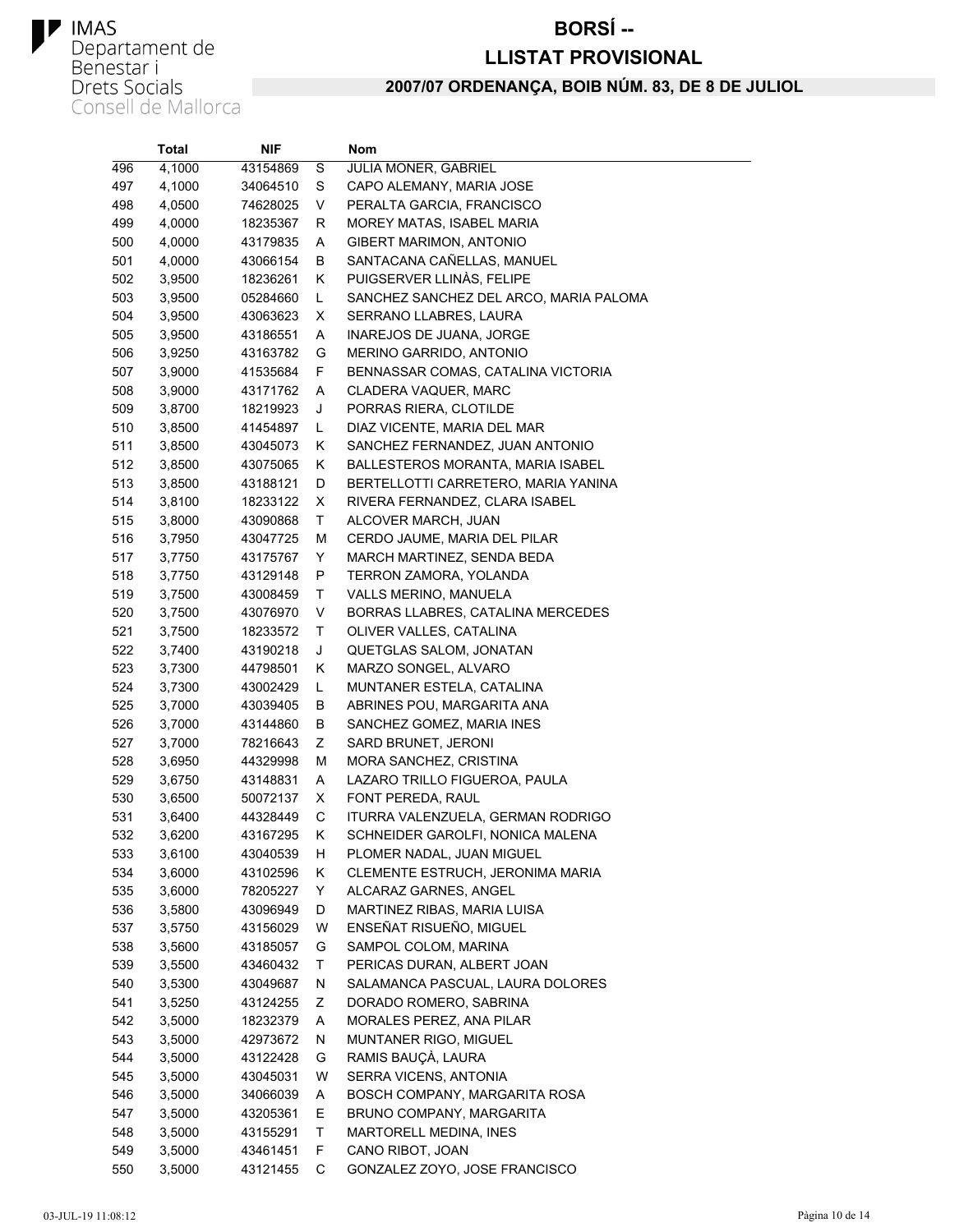IMAS
Departament de Benestar i Drets Socials
Consell de Mallorca

# BORSÍ --
# LLISTAT PROVISIONAL

### 2007/07 ORDENANÇA, BOIB NÚM. 83, DE 8 DE JULIOL

| | Total | NIF | | Nom |
|---|---|---|---|---|
| 496 | 4,1000 | 43154869 | S | JULIA MONER, GABRIEL |
| 497 | 4,1000 | 34064510 | S | CAPO ALEMANY, MARIA JOSE |
| 498 | 4,0500 | 74628025 | V | PERALTA GARCIA, FRANCISCO |
| 499 | 4,0000 | 18235367 | R | MOREY MATAS, ISABEL MARIA |
| 500 | 4,0000 | 43179835 | A | GIBERT MARIMON, ANTONIO |
| 501 | 4,0000 | 43066154 | B | SANTACANA CAÑELLAS, MANUEL |
| 502 | 3,9500 | 18236261 | K | PUIGSERVER LLINÀS, FELIPE |
| 503 | 3,9500 | 05284660 | L | SANCHEZ SANCHEZ DEL ARCO, MARIA PALOMA |
| 504 | 3,9500 | 43063623 | X | SERRANO LLABRES, LAURA |
| 505 | 3,9500 | 43186551 | A | INAREJOS DE JUANA, JORGE |
| 506 | 3,9250 | 43163782 | G | MERINO GARRIDO, ANTONIO |
| 507 | 3,9000 | 41535684 | F | BENNASSAR COMAS, CATALINA VICTORIA |
| 508 | 3,9000 | 43171762 | A | CLADERA VAQUER, MARC |
| 509 | 3,8700 | 18219923 | J | PORRAS RIERA, CLOTILDE |
| 510 | 3,8500 | 41454897 | L | DIAZ VICENTE, MARIA DEL MAR |
| 511 | 3,8500 | 43045073 | K | SANCHEZ FERNANDEZ, JUAN ANTONIO |
| 512 | 3,8500 | 43075065 | K | BALLESTEROS MORANTA, MARIA ISABEL |
| 513 | 3,8500 | 43188121 | D | BERTELLOTTI CARRETERO, MARIA YANINA |
| 514 | 3,8100 | 18233122 | X | RIVERA FERNANDEZ, CLARA ISABEL |
| 515 | 3,8000 | 43090868 | T | ALCOVER MARCH, JUAN |
| 516 | 3,7950 | 43047725 | M | CERDO JAUME, MARIA DEL PILAR |
| 517 | 3,7750 | 43175767 | Y | MARCH MARTINEZ, SENDA BEDA |
| 518 | 3,7750 | 43129148 | P | TERRON ZAMORA, YOLANDA |
| 519 | 3,7500 | 43008459 | T | VALLS MERINO, MANUELA |
| 520 | 3,7500 | 43076970 | V | BORRAS LLABRES, CATALINA MERCEDES |
| 521 | 3,7500 | 18233572 | T | OLIVER VALLES, CATALINA |
| 522 | 3,7400 | 43190218 | J | QUETGLAS SALOM, JONATAN |
| 523 | 3,7300 | 44798501 | K | MARZO SONGEL, ALVARO |
| 524 | 3,7300 | 43002429 | L | MUNTANER ESTELA, CATALINA |
| 525 | 3,7000 | 43039405 | B | ABRINES POU, MARGARITA ANA |
| 526 | 3,7000 | 43144860 | B | SANCHEZ GOMEZ, MARIA INES |
| 527 | 3,7000 | 78216643 | Z | SARD BRUNET, JERONI |
| 528 | 3,6950 | 44329998 | M | MORA SANCHEZ, CRISTINA |
| 529 | 3,6750 | 43148831 | A | LAZARO TRILLO FIGUEROA, PAULA |
| 530 | 3,6500 | 50072137 | X | FONT PEREDA, RAUL |
| 531 | 3,6400 | 44328449 | C | ITURRA VALENZUELA, GERMAN RODRIGO |
| 532 | 3,6200 | 43167295 | K | SCHNEIDER GAROLFI, NONICA MALENA |
| 533 | 3,6100 | 43040539 | H | PLOMER NADAL, JUAN MIGUEL |
| 534 | 3,6000 | 43102596 | K | CLEMENTE ESTRUCH, JERONIMA MARIA |
| 535 | 3,6000 | 78205227 | Y | ALCARAZ GARNES, ANGEL |
| 536 | 3,5800 | 43096949 | D | MARTINEZ RIBAS, MARIA LUISA |
| 537 | 3,5750 | 43156029 | W | ENSEÑAT RISUEÑO, MIGUEL |
| 538 | 3,5600 | 43185057 | G | SAMPOL COLOM, MARINA |
| 539 | 3,5500 | 43460432 | T | PERICAS DURAN, ALBERT JOAN |
| 540 | 3,5300 | 43049687 | N | SALAMANCA PASCUAL, LAURA DOLORES |
| 541 | 3,5250 | 43124255 | Z | DORADO ROMERO, SABRINA |
| 542 | 3,5000 | 18232379 | A | MORALES PEREZ, ANA PILAR |
| 543 | 3,5000 | 42973672 | N | MUNTANER RIGO, MIGUEL |
| 544 | 3,5000 | 43122428 | G | RAMIS BAUÇÀ, LAURA |
| 545 | 3,5000 | 43045031 | W | SERRA VICENS, ANTONIA |
| 546 | 3,5000 | 34066039 | A | BOSCH COMPANY, MARGARITA ROSA |
| 547 | 3,5000 | 43205361 | E | BRUNO COMPANY, MARGARITA |
| 548 | 3,5000 | 43155291 | T | MARTORELL MEDINA, INES |
| 549 | 3,5000 | 43461451 | F | CANO RIBOT, JOAN |
| 550 | 3,5000 | 43121455 | C | GONZALEZ ZOYO, JOSE FRANCISCO |

03-JUL-19 11:08:12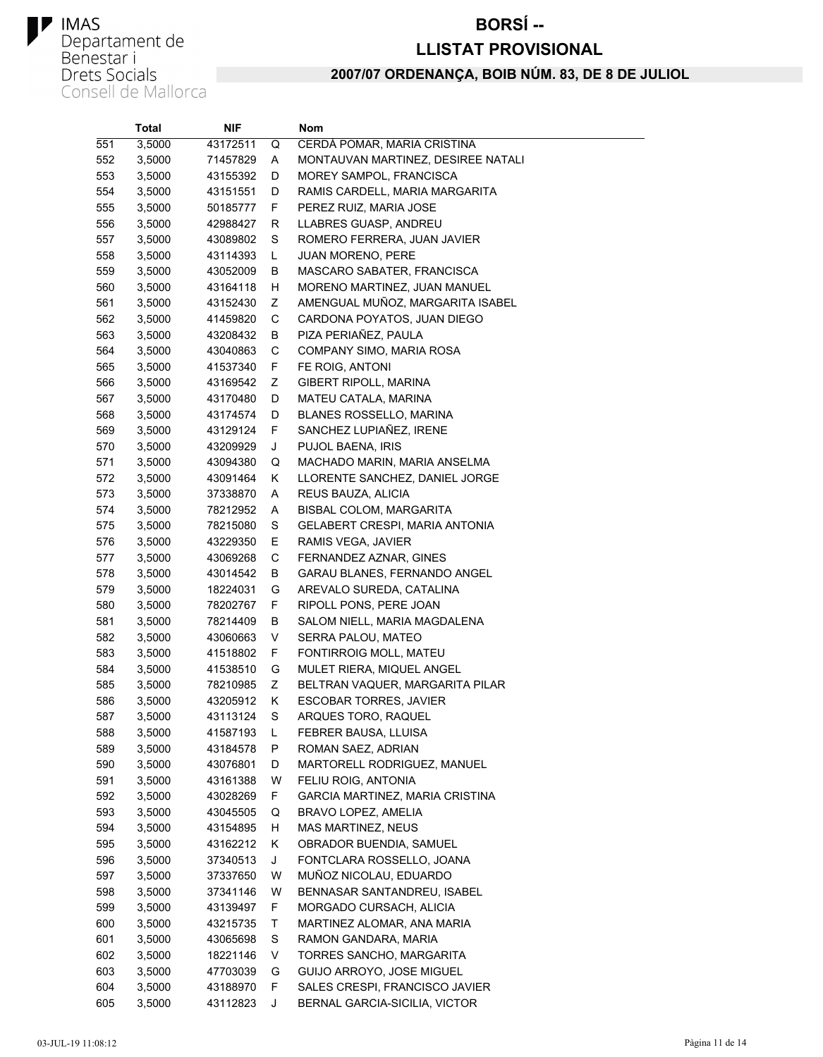IMAS
Departament de Benestar i Drets Socials
Consell de Mallorca

# BORSÍ --
# LLISTAT PROVISIONAL
## 2007/07 ORDENANÇA, BOIB NÚM. 83, DE 8 DE JULIOL

| | Total | NIF | | Nom |
|---|---|---|---|---|
| 551 | 3,5000 | 43172511 | Q | CERDÀ POMAR, MARIA CRISTINA |
| 552 | 3,5000 | 71457829 | A | MONTAUVAN MARTINEZ, DESIREE NATALI |
| 553 | 3,5000 | 43155392 | D | MOREY SAMPOL, FRANCISCA |
| 554 | 3,5000 | 43151551 | D | RAMIS CARDELL, MARIA MARGARITA |
| 555 | 3,5000 | 50185777 | F | PEREZ RUIZ, MARIA JOSE |
| 556 | 3,5000 | 42988427 | R | LLABRES GUASP, ANDREU |
| 557 | 3,5000 | 43089802 | S | ROMERO FERRERA, JUAN JAVIER |
| 558 | 3,5000 | 43114393 | L | JUAN MORENO, PERE |
| 559 | 3,5000 | 43052009 | B | MASCARO SABATER, FRANCISCA |
| 560 | 3,5000 | 43164118 | H | MORENO MARTINEZ, JUAN MANUEL |
| 561 | 3,5000 | 43152430 | Z | AMENGUAL MUÑOZ, MARGARITA ISABEL |
| 562 | 3,5000 | 41459820 | C | CARDONA POYATOS, JUAN DIEGO |
| 563 | 3,5000 | 43208432 | B | PIZA PERIAÑEZ, PAULA |
| 564 | 3,5000 | 43040863 | C | COMPANY SIMO, MARIA ROSA |
| 565 | 3,5000 | 41537340 | F | FE ROIG, ANTONI |
| 566 | 3,5000 | 43169542 | Z | GIBERT RIPOLL, MARINA |
| 567 | 3,5000 | 43170480 | D | MATEU CATALA, MARINA |
| 568 | 3,5000 | 43174574 | D | BLANES ROSSELLO, MARINA |
| 569 | 3,5000 | 43129124 | F | SANCHEZ LUPIAÑEZ, IRENE |
| 570 | 3,5000 | 43209929 | J | PUJOL BAENA, IRIS |
| 571 | 3,5000 | 43094380 | Q | MACHADO MARIN, MARIA ANSELMA |
| 572 | 3,5000 | 43091464 | K | LLORENTE SANCHEZ, DANIEL JORGE |
| 573 | 3,5000 | 37338870 | A | REUS BAUZA, ALICIA |
| 574 | 3,5000 | 78212952 | A | BISBAL COLOM, MARGARITA |
| 575 | 3,5000 | 78215080 | S | GELABERT CRESPI, MARIA ANTONIA |
| 576 | 3,5000 | 43229350 | E | RAMIS VEGA, JAVIER |
| 577 | 3,5000 | 43069268 | C | FERNANDEZ AZNAR, GINES |
| 578 | 3,5000 | 43014542 | B | GARAU BLANES, FERNANDO ANGEL |
| 579 | 3,5000 | 18224031 | G | AREVALO SUREDA, CATALINA |
| 580 | 3,5000 | 78202767 | F | RIPOLL PONS, PERE JOAN |
| 581 | 3,5000 | 78214409 | B | SALOM NIELL, MARIA MAGDALENA |
| 582 | 3,5000 | 43060663 | V | SERRA PALOU, MATEO |
| 583 | 3,5000 | 41518802 | F | FONTIRROIG MOLL, MATEU |
| 584 | 3,5000 | 41538510 | G | MULET RIERA, MIQUEL ANGEL |
| 585 | 3,5000 | 78210985 | Z | BELTRAN VAQUER, MARGARITA PILAR |
| 586 | 3,5000 | 43205912 | K | ESCOBAR TORRES, JAVIER |
| 587 | 3,5000 | 43113124 | S | ARQUES TORO, RAQUEL |
| 588 | 3,5000 | 41587193 | L | FEBRER BAUSA, LLUISA |
| 589 | 3,5000 | 43184578 | P | ROMAN SAEZ, ADRIAN |
| 590 | 3,5000 | 43076801 | D | MARTORELL RODRIGUEZ, MANUEL |
| 591 | 3,5000 | 43161388 | W | FELIU ROIG, ANTONIA |
| 592 | 3,5000 | 43028269 | F | GARCIA MARTINEZ, MARIA CRISTINA |
| 593 | 3,5000 | 43045505 | Q | BRAVO LOPEZ, AMELIA |
| 594 | 3,5000 | 43154895 | H | MAS MARTINEZ, NEUS |
| 595 | 3,5000 | 43162212 | K | OBRADOR BUENDIA, SAMUEL |
| 596 | 3,5000 | 37340513 | J | FONTCLARA ROSSELLO, JOANA |
| 597 | 3,5000 | 37337650 | W | MUÑOZ NICOLAU, EDUARDO |
| 598 | 3,5000 | 37341146 | W | BENNASAR SANTANDREU, ISABEL |
| 599 | 3,5000 | 43139497 | F | MORGADO CURSACH, ALICIA |
| 600 | 3,5000 | 43215735 | T | MARTINEZ ALOMAR, ANA MARIA |
| 601 | 3,5000 | 43065698 | S | RAMON GANDARA, MARIA |
| 602 | 3,5000 | 18221146 | V | TORRES SANCHO, MARGARITA |
| 603 | 3,5000 | 47703039 | G | GUIJO ARROYO, JOSE MIGUEL |
| 604 | 3,5000 | 43188970 | F | SALES CRESPI, FRANCISCO JAVIER |
| 605 | 3,5000 | 43112823 | J | BERNAL GARCIA-SICILIA, VICTOR |

03-JUL-19 11:08:12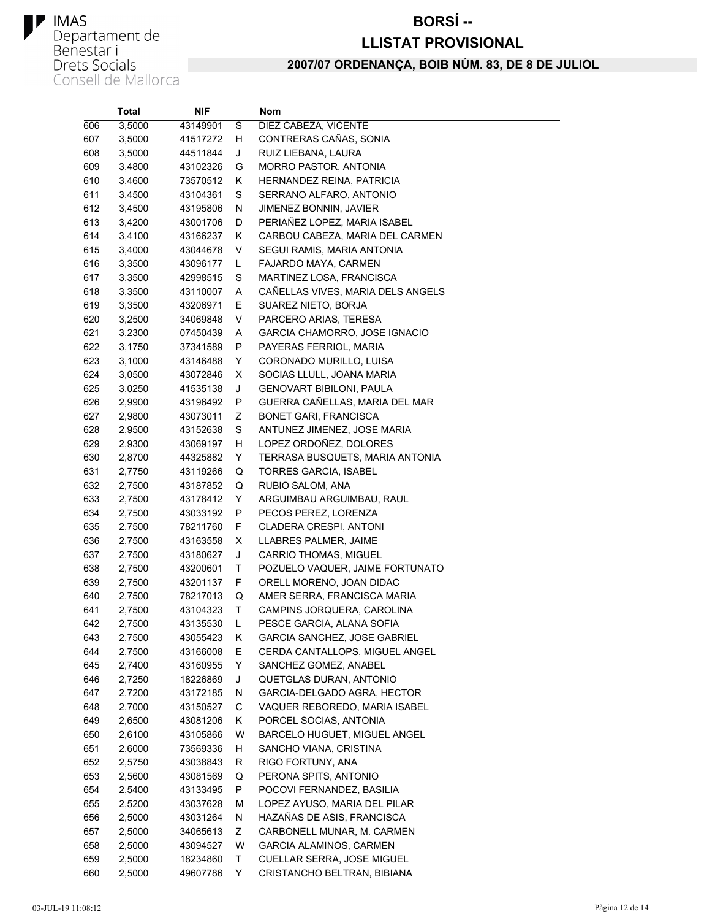IMAS
Departament de Benestar i Drets Socials
Consell de Mallorca

# BORSÍ --
# LLISTAT PROVISIONAL

## 2007/07 ORDENANÇA, BOIB NÚM. 83, DE 8 DE JULIOL

| | Total | NIF | | Nom |
|---|---|---|---|---|
| 606 | 3,5000 | 43149901 | S | DIEZ CABEZA, VICENTE |
| 607 | 3,5000 | 41517272 | H | CONTRERAS CAÑAS, SONIA |
| 608 | 3,5000 | 44511844 | J | RUIZ LIEBANA, LAURA |
| 609 | 3,4800 | 43102326 | G | MORRO PASTOR, ANTONIA |
| 610 | 3,4600 | 73570512 | K | HERNANDEZ REINA, PATRICIA |
| 611 | 3,4500 | 43104361 | S | SERRANO ALFARO, ANTONIO |
| 612 | 3,4500 | 43195806 | N | JIMENEZ BONNIN, JAVIER |
| 613 | 3,4200 | 43001706 | D | PERIAÑEZ LOPEZ, MARIA ISABEL |
| 614 | 3,4100 | 43166237 | K | CARBOU CABEZA, MARIA DEL CARMEN |
| 615 | 3,4000 | 43044678 | V | SEGUI RAMIS, MARIA ANTONIA |
| 616 | 3,3500 | 43096177 | L | FAJARDO MAYA, CARMEN |
| 617 | 3,3500 | 42998515 | S | MARTINEZ LOSA, FRANCISCA |
| 618 | 3,3500 | 43110007 | A | CAÑELLAS VIVES, MARIA DELS ANGELS |
| 619 | 3,3500 | 43206971 | E | SUAREZ NIETO, BORJA |
| 620 | 3,2500 | 34069848 | V | PARCERO ARIAS, TERESA |
| 621 | 3,2300 | 07450439 | A | GARCIA CHAMORRO, JOSE IGNACIO |
| 622 | 3,1750 | 37341589 | P | PAYERAS FERRIOL, MARIA |
| 623 | 3,1000 | 43146488 | Y | CORONADO MURILLO, LUISA |
| 624 | 3,0500 | 43072846 | X | SOCIAS LLULL, JOANA MARIA |
| 625 | 3,0250 | 41535138 | J | GENOVART BIBILONI, PAULA |
| 626 | 2,9900 | 43196492 | P | GUERRA CAÑELLAS, MARIA DEL MAR |
| 627 | 2,9800 | 43073011 | Z | BONET GARI, FRANCISCA |
| 628 | 2,9500 | 43152638 | S | ANTUNEZ JIMENEZ, JOSE MARIA |
| 629 | 2,9300 | 43069197 | H | LOPEZ ORDOÑEZ, DOLORES |
| 630 | 2,8700 | 44325882 | Y | TERRASA BUSQUETS, MARIA ANTONIA |
| 631 | 2,7750 | 43119266 | Q | TORRES GARCIA, ISABEL |
| 632 | 2,7500 | 43187852 | Q | RUBIO SALOM, ANA |
| 633 | 2,7500 | 43178412 | Y | ARGUIMBAU ARGUIMBAU, RAUL |
| 634 | 2,7500 | 43033192 | P | PECOS PEREZ, LORENZA |
| 635 | 2,7500 | 78211760 | F | CLADERA CRESPI, ANTONI |
| 636 | 2,7500 | 43163558 | X | LLABRES PALMER, JAIME |
| 637 | 2,7500 | 43180627 | J | CARRIO THOMAS, MIGUEL |
| 638 | 2,7500 | 43200601 | T | POZUELO VAQUER, JAIME FORTUNATO |
| 639 | 2,7500 | 43201137 | F | ORELL MORENO, JOAN DIDAC |
| 640 | 2,7500 | 78217013 | Q | AMER SERRA, FRANCISCA MARIA |
| 641 | 2,7500 | 43104323 | T | CAMPINS JORQUERA, CAROLINA |
| 642 | 2,7500 | 43135530 | L | PESCE GARCIA, ALANA SOFIA |
| 643 | 2,7500 | 43055423 | K | GARCIA SANCHEZ, JOSE GABRIEL |
| 644 | 2,7500 | 43166008 | E | CERDA CANTALLOPS, MIGUEL ANGEL |
| 645 | 2,7400 | 43160955 | Y | SANCHEZ GOMEZ, ANABEL |
| 646 | 2,7250 | 18226869 | J | QUETGLAS DURAN, ANTONIO |
| 647 | 2,7200 | 43172185 | N | GARCIA-DELGADO AGRA, HECTOR |
| 648 | 2,7000 | 43150527 | C | VAQUER REBOREDO, MARIA ISABEL |
| 649 | 2,6500 | 43081206 | K | PORCEL SOCIAS, ANTONIA |
| 650 | 2,6100 | 43105866 | W | BARCELO HUGUET, MIGUEL ANGEL |
| 651 | 2,6000 | 73569336 | H | SANCHO VIANA, CRISTINA |
| 652 | 2,5750 | 43038843 | R | RIGO FORTUNY, ANA |
| 653 | 2,5600 | 43081569 | Q | PERONA SPITS, ANTONIO |
| 654 | 2,5400 | 43133495 | P | POCOVI FERNANDEZ, BASILIA |
| 655 | 2,5200 | 43037628 | M | LOPEZ AYUSO, MARIA DEL PILAR |
| 656 | 2,5000 | 43031264 | N | HAZAÑAS DE ASIS, FRANCISCA |
| 657 | 2,5000 | 34065613 | Z | CARBONELL MUNAR, M. CARMEN |
| 658 | 2,5000 | 43094527 | W | GARCIA ALAMINOS, CARMEN |
| 659 | 2,5000 | 18234860 | T | CUELLAR SERRA, JOSE MIGUEL |
| 660 | 2,5000 | 49607786 | Y | CRISTANCHO BELTRAN, BIBIANA |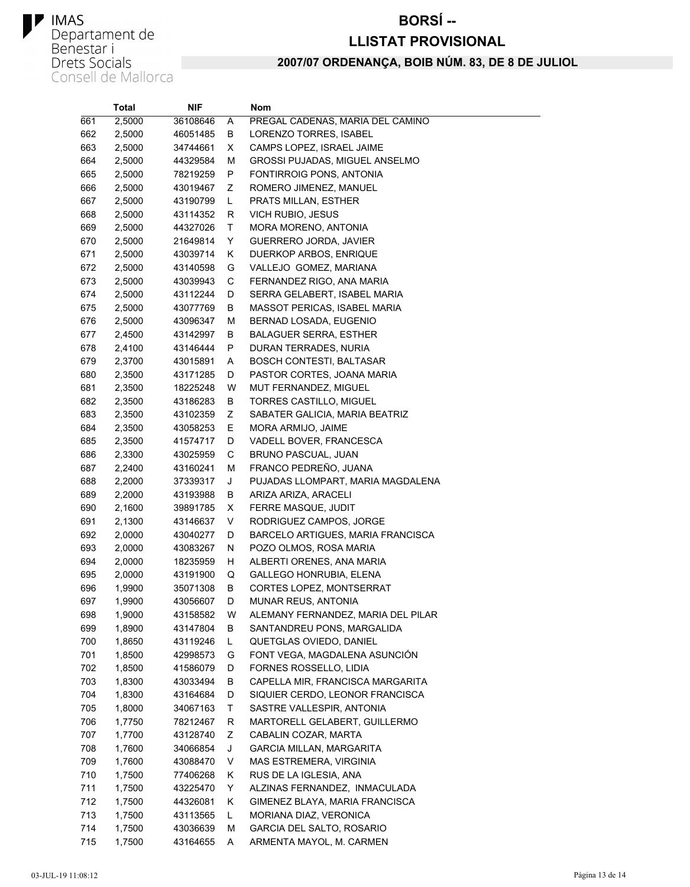IMAS
Departament de Benestar i Drets Socials
Consell de Mallorca

# BORSÍ --
## LLISTAT PROVISIONAL
### 2007/07 ORDENANÇA, BOIB NÚM. 83, DE 8 DE JULIOL

| | Total | NIF | | Nom |
|---|---|---|---|---|
| 661 | 2,5000 | 36108646 | A | PREGAL CADENAS, MARIA DEL CAMINO |
| 662 | 2,5000 | 46051485 | B | LORENZO TORRES, ISABEL |
| 663 | 2,5000 | 34744661 | X | CAMPS LOPEZ, ISRAEL JAIME |
| 664 | 2,5000 | 44329584 | M | GROSSI PUJADAS, MIGUEL ANSELMO |
| 665 | 2,5000 | 78219259 | P | FONTIRROIG PONS, ANTONIA |
| 666 | 2,5000 | 43019467 | Z | ROMERO JIMENEZ, MANUEL |
| 667 | 2,5000 | 43190799 | L | PRATS MILLAN, ESTHER |
| 668 | 2,5000 | 43114352 | R | VICH RUBIO, JESUS |
| 669 | 2,5000 | 44327026 | T | MORA MORENO, ANTONIA |
| 670 | 2,5000 | 21649814 | Y | GUERRERO JORDA, JAVIER |
| 671 | 2,5000 | 43039714 | K | DUERKOP ARBOS, ENRIQUE |
| 672 | 2,5000 | 43140598 | G | VALLEJO GOMEZ, MARIANA |
| 673 | 2,5000 | 43039943 | C | FERNANDEZ RIGO, ANA MARIA |
| 674 | 2,5000 | 43112244 | D | SERRA GELABERT, ISABEL MARIA |
| 675 | 2,5000 | 43077769 | B | MASSOT PERICAS, ISABEL MARIA |
| 676 | 2,5000 | 43096347 | M | BERNAD LOSADA, EUGENIO |
| 677 | 2,4500 | 43142997 | B | BALAGUER SERRA, ESTHER |
| 678 | 2,4100 | 43146444 | P | DURAN TERRADES, NURIA |
| 679 | 2,3700 | 43015891 | A | BOSCH CONTESTI, BALTASAR |
| 680 | 2,3500 | 43171285 | D | PASTOR CORTES, JOANA MARIA |
| 681 | 2,3500 | 18225248 | W | MUT FERNANDEZ, MIGUEL |
| 682 | 2,3500 | 43186283 | B | TORRES CASTILLO, MIGUEL |
| 683 | 2,3500 | 43102359 | Z | SABATER GALICIA, MARIA BEATRIZ |
| 684 | 2,3500 | 43058253 | E | MORA ARMIJO, JAIME |
| 685 | 2,3500 | 41574717 | D | VADELL BOVER, FRANCESCA |
| 686 | 2,3300 | 43025959 | C | BRUNO PASCUAL, JUAN |
| 687 | 2,2400 | 43160241 | M | FRANCO PEDREÑO, JUANA |
| 688 | 2,2000 | 37339317 | J | PUJADAS LLOMPART, MARIA MAGDALENA |
| 689 | 2,2000 | 43193988 | B | ARIZA ARIZA, ARACELI |
| 690 | 2,1600 | 39891785 | X | FERRE MASQUE, JUDIT |
| 691 | 2,1300 | 43146637 | V | RODRIGUEZ CAMPOS, JORGE |
| 692 | 2,0000 | 43040277 | D | BARCELO ARTIGUES, MARIA FRANCISCA |
| 693 | 2,0000 | 43083267 | N | POZO OLMOS, ROSA MARIA |
| 694 | 2,0000 | 18235959 | H | ALBERTI ORENES, ANA MARIA |
| 695 | 2,0000 | 43191900 | Q | GALLEGO HONRUBIA, ELENA |
| 696 | 1,9900 | 35071308 | B | CORTES LOPEZ, MONTSERRAT |
| 697 | 1,9900 | 43056607 | D | MUNAR REUS, ANTONIA |
| 698 | 1,9000 | 43158582 | W | ALEMANY FERNANDEZ, MARIA DEL PILAR |
| 699 | 1,8900 | 43147804 | B | SANTANDREU PONS, MARGALIDA |
| 700 | 1,8650 | 43119246 | L | QUETGLAS OVIEDO, DANIEL |
| 701 | 1,8500 | 42998573 | G | FONT VEGA, MAGDALENA ASUNCIÓN |
| 702 | 1,8500 | 41586079 | D | FORNES ROSSELLO, LIDIA |
| 703 | 1,8300 | 43033494 | B | CAPELLA MIR, FRANCISCA MARGARITA |
| 704 | 1,8300 | 43164684 | D | SIQUIER CERDO, LEONOR FRANCISCA |
| 705 | 1,8000 | 34067163 | T | SASTRE VALLESPIR, ANTONIA |
| 706 | 1,7750 | 78212467 | R | MARTORELL GELABERT, GUILLERMO |
| 707 | 1,7700 | 43128740 | Z | CABALIN COZAR, MARTA |
| 708 | 1,7600 | 34066854 | J | GARCIA MILLAN, MARGARITA |
| 709 | 1,7600 | 43088470 | V | MAS ESTREMERA, VIRGINIA |
| 710 | 1,7500 | 77406268 | K | RUS DE LA IGLESIA, ANA |
| 711 | 1,7500 | 43225470 | Y | ALZINAS FERNANDEZ, INMACULADA |
| 712 | 1,7500 | 44326081 | K | GIMENEZ BLAYA, MARIA FRANCISCA |
| 713 | 1,7500 | 43113565 | L | MORIANA DIAZ, VERONICA |
| 714 | 1,7500 | 43036639 | M | GARCIA DEL SALTO, ROSARIO |
| 715 | 1,7500 | 43164655 | A | ARMENTA MAYOL, M. CARMEN |

03-JUL-19 11:08:12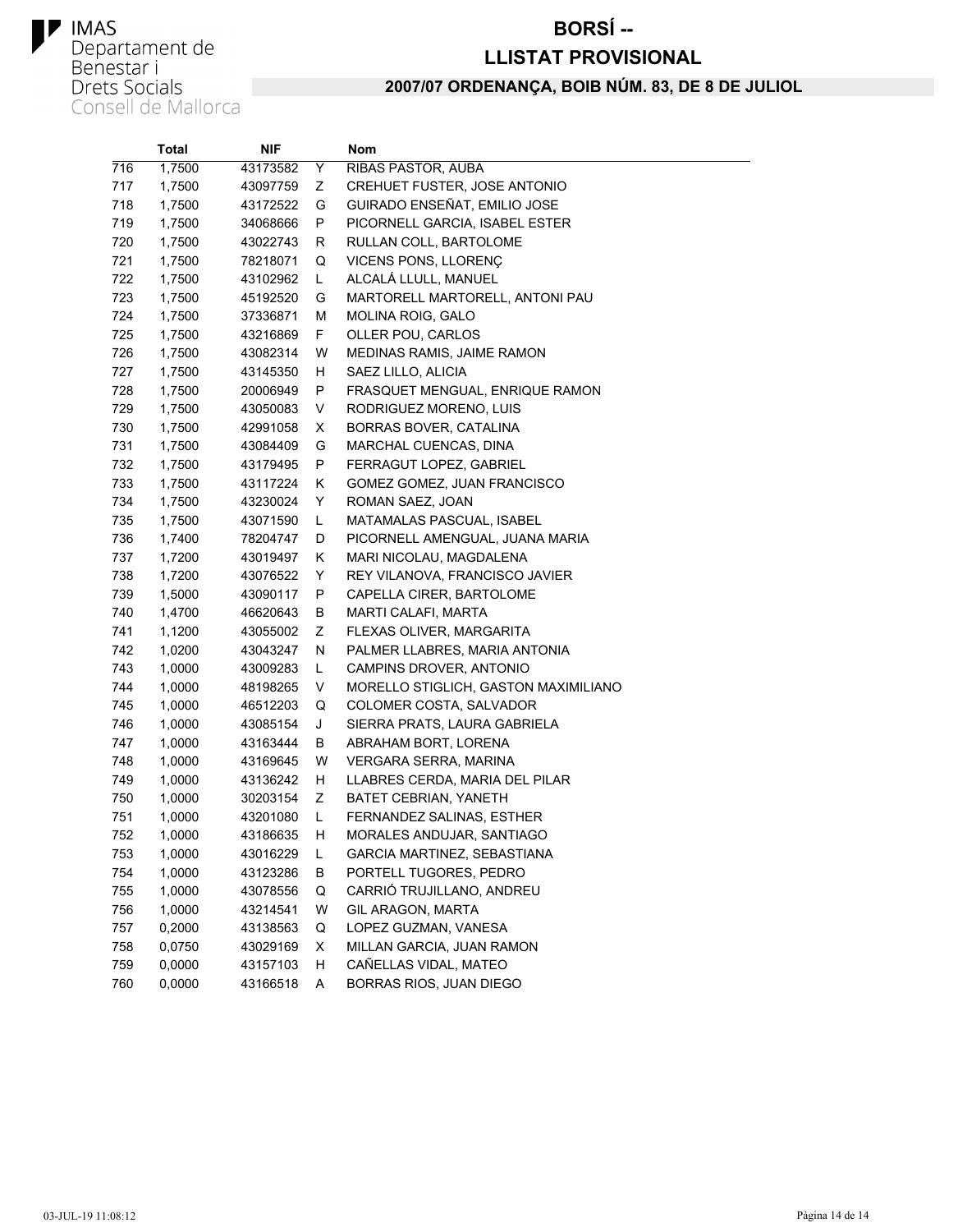IMAS
Departament de Benestar i Drets Socials
Consell de Mallorca

# BORSÍ --
# LLISTAT PROVISIONAL
## 2007/07 ORDENANÇA, BOIB NÚM. 83, DE 8 DE JULIOL

| | Total | NIF | | Nom |
|---|---|---|---|---|
| 716 | 1,7500 | 43173582 | Y | RIBAS PASTOR, AUBA |
| 717 | 1,7500 | 43097759 | Z | CREHUET FUSTER, JOSE ANTONIO |
| 718 | 1,7500 | 43172522 | G | GUIRADO ENSEÑAT, EMILIO JOSE |
| 719 | 1,7500 | 34068666 | P | PICORNELL GARCIA, ISABEL ESTER |
| 720 | 1,7500 | 43022743 | R | RULLAN COLL, BARTOLOME |
| 721 | 1,7500 | 78218071 | Q | VICENS PONS, LLORENÇ |
| 722 | 1,7500 | 43102962 | L | ALCALÁ LLULL, MANUEL |
| 723 | 1,7500 | 45192520 | G | MARTORELL MARTORELL, ANTONI PAU |
| 724 | 1,7500 | 37336871 | M | MOLINA ROIG, GALO |
| 725 | 1,7500 | 43216869 | F | OLLER POU, CARLOS |
| 726 | 1,7500 | 43082314 | W | MEDINAS RAMIS, JAIME RAMON |
| 727 | 1,7500 | 43145350 | H | SAEZ LILLO, ALICIA |
| 728 | 1,7500 | 20006949 | P | FRASQUET MENGUAL, ENRIQUE RAMON |
| 729 | 1,7500 | 43050083 | V | RODRIGUEZ MORENO, LUIS |
| 730 | 1,7500 | 42991058 | X | BORRAS BOVER, CATALINA |
| 731 | 1,7500 | 43084409 | G | MARCHAL CUENCAS, DINA |
| 732 | 1,7500 | 43179495 | P | FERRAGUT LOPEZ, GABRIEL |
| 733 | 1,7500 | 43117224 | K | GOMEZ GOMEZ, JUAN FRANCISCO |
| 734 | 1,7500 | 43230024 | Y | ROMAN SAEZ, JOAN |
| 735 | 1,7500 | 43071590 | L | MATAMALAS PASCUAL, ISABEL |
| 736 | 1,7400 | 78204747 | D | PICORNELL AMENGUAL, JUANA MARIA |
| 737 | 1,7200 | 43019497 | K | MARI NICOLAU, MAGDALENA |
| 738 | 1,7200 | 43076522 | Y | REY VILANOVA, FRANCISCO JAVIER |
| 739 | 1,5000 | 43090117 | P | CAPELLA CIRER, BARTOLOME |
| 740 | 1,4700 | 46620643 | B | MARTI CALAFI, MARTA |
| 741 | 1,1200 | 43055002 | Z | FLEXAS OLIVER, MARGARITA |
| 742 | 1,0200 | 43043247 | N | PALMER LLABRES, MARIA ANTONIA |
| 743 | 1,0000 | 43009283 | L | CAMPINS DROVER, ANTONIO |
| 744 | 1,0000 | 48198265 | V | MORELLO STIGLICH, GASTON MAXIMILIANO |
| 745 | 1,0000 | 46512203 | Q | COLOMER COSTA, SALVADOR |
| 746 | 1,0000 | 43085154 | J | SIERRA PRATS, LAURA GABRIELA |
| 747 | 1,0000 | 43163444 | B | ABRAHAM BORT, LORENA |
| 748 | 1,0000 | 43169645 | W | VERGARA SERRA, MARINA |
| 749 | 1,0000 | 43136242 | H | LLABRES CERDA, MARIA DEL PILAR |
| 750 | 1,0000 | 30203154 | Z | BATET CEBRIAN, YANETH |
| 751 | 1,0000 | 43201080 | L | FERNANDEZ SALINAS, ESTHER |
| 752 | 1,0000 | 43186635 | H | MORALES ANDUJAR, SANTIAGO |
| 753 | 1,0000 | 43016229 | L | GARCIA MARTINEZ, SEBASTIANA |
| 754 | 1,0000 | 43123286 | B | PORTELL TUGORES, PEDRO |
| 755 | 1,0000 | 43078556 | Q | CARRIÓ TRUJILLANO, ANDREU |
| 756 | 1,0000 | 43214541 | W | GIL ARAGON, MARTA |
| 757 | 0,2000 | 43138563 | Q | LOPEZ GUZMAN, VANESA |
| 758 | 0,0750 | 43029169 | X | MILLAN GARCIA, JUAN RAMON |
| 759 | 0,0000 | 43157103 | H | CAÑELLAS VIDAL, MATEO |
| 760 | 0,0000 | 43166518 | A | BORRAS RIOS, JUAN DIEGO |

03-JUL-19 11:08:12